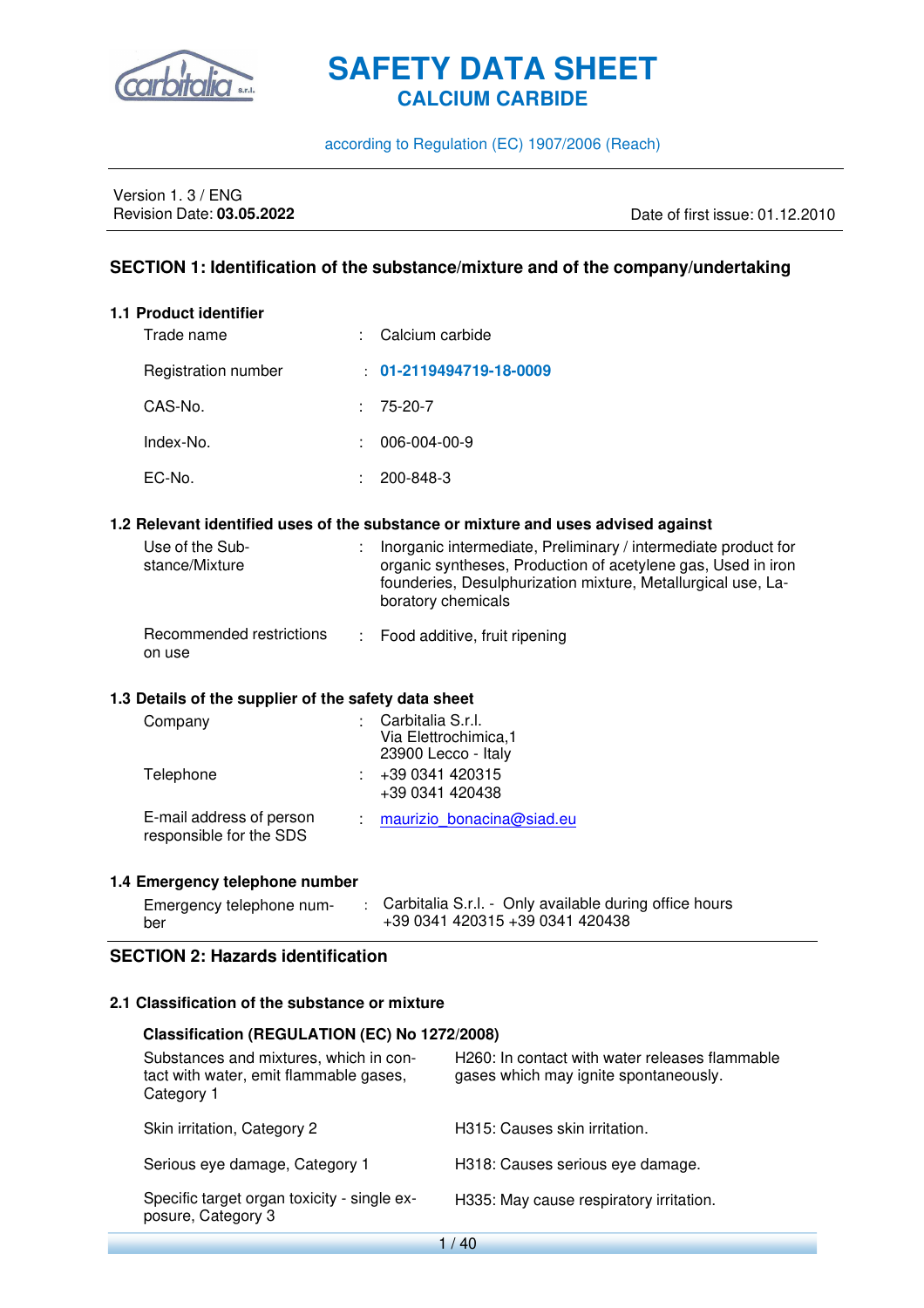# SAFETY DATA SHEET
## CALCIUM CARBIDE

according to Regulation (EC) 1907/2006 (Reach)

Version 1. 3 / ENG
Revision Date: **03.05.2022**

Date of first issue: 01.12.2010

## SECTION 1: Identification of the substance/mixture and of the company/undertaking

### 1.1 Product identifier

| | | |
|---|---|---|
| Trade name | : | Calcium carbide |
| Registration number | : | **01-2119494719-18-0009** |
| CAS-No. | : | 75-20-7 |
| Index-No. | : | 006-004-00-9 |
| EC-No. | : | 200-848-3 |

### 1.2 Relevant identified uses of the substance or mixture and uses advised against

| | | |
|---|---|---|
| Use of the Substance/Mixture | : | Inorganic intermediate, Preliminary / intermediate product for organic syntheses, Production of acetylene gas, Used in iron founderies, Desulphurization mixture, Metallurgical use, Laboratory chemicals |
| Recommended restrictions on use | : | Food additive, fruit ripening |

### 1.3 Details of the supplier of the safety data sheet

| | | |
|---|---|---|
| Company | : | Carbitalia S.r.l.<br>Via Elettrochimica,1<br>23900 Lecco - Italy |
| Telephone | : | +39 0341 420315<br>+39 0341 420438 |
| E-mail address of person responsible for the SDS | : | maurizio_bonacina@siad.eu |

### 1.4 Emergency telephone number

| | | |
|---|---|---|
| Emergency telephone number | : | Carbitalia S.r.l. - Only available during office hours<br>+39 0341 420315 +39 0341 420438 |

## SECTION 2: Hazards identification

### 2.1 Classification of the substance or mixture

**Classification (REGULATION (EC) No 1272/2008)**

| | |
|---|---|
| Substances and mixtures, which in contact with water, emit flammable gases, Category 1 | H260: In contact with water releases flammable gases which may ignite spontaneously. |
| Skin irritation, Category 2 | H315: Causes skin irritation. |
| Serious eye damage, Category 1 | H318: Causes serious eye damage. |
| Specific target organ toxicity - single exposure, Category 3 | H335: May cause respiratory irritation. |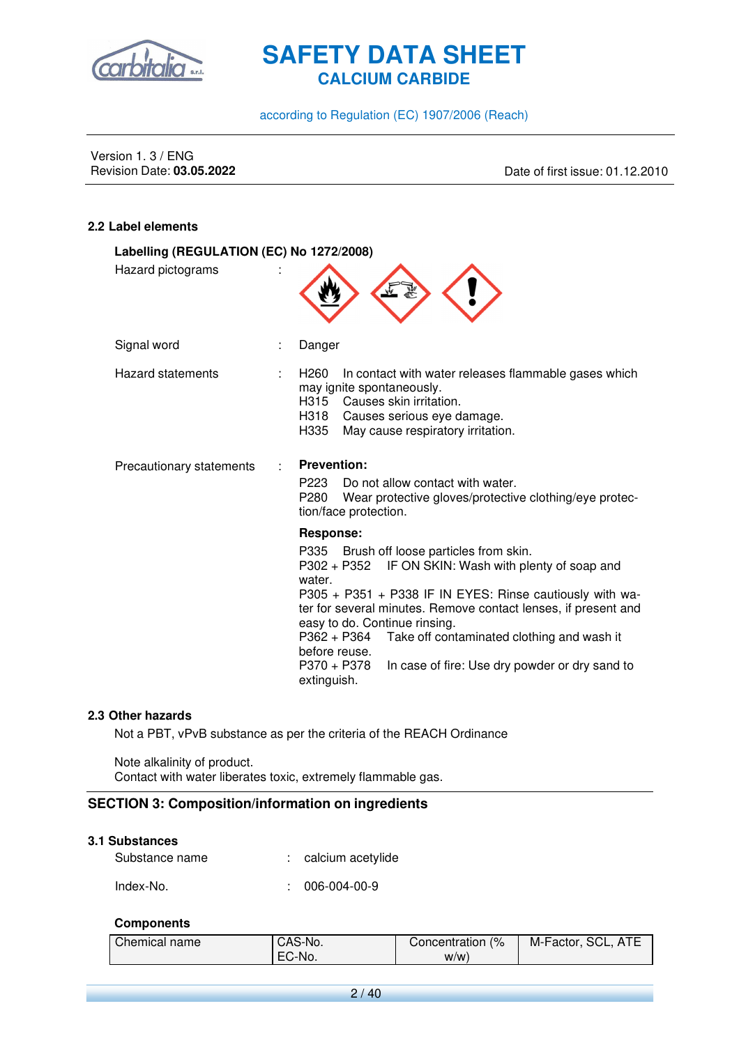### 2.2 Label elements

**Labelling (REGULATION (EC) No 1272/2008)**

Hazard pictograms :

Signal word : Danger

Hazard statements :
H260 In contact with water releases flammable gases which may ignite spontaneously.
H315 Causes skin irritation.
H318 Causes serious eye damage.
H335 May cause respiratory irritation.

Precautionary statements :

**Prevention:**

P223 Do not allow contact with water.
P280 Wear protective gloves/protective clothing/eye protection/face protection.

**Response:**

P335 Brush off loose particles from skin.
P302 + P352 IF ON SKIN: Wash with plenty of soap and water.
P305 + P351 + P338 IF IN EYES: Rinse cautiously with water for several minutes. Remove contact lenses, if present and easy to do. Continue rinsing.
P362 + P364 Take off contaminated clothing and wash it before reuse.
P370 + P378 In case of fire: Use dry powder or dry sand to extinguish.

### 2.3 Other hazards

Not a PBT, vPvB substance as per the criteria of the REACH Ordinance

Note alkalinity of product.
Contact with water liberates toxic, extremely flammable gas.

## SECTION 3: Composition/information on ingredients

### 3.1 Substances

Substance name : calcium acetylide

Index-No. : 006-004-00-9

**Components**

| Chemical name | CAS-No.<br>EC-No. | Concentration (% w/w) | M-Factor, SCL, ATE |
|---|---|---|---|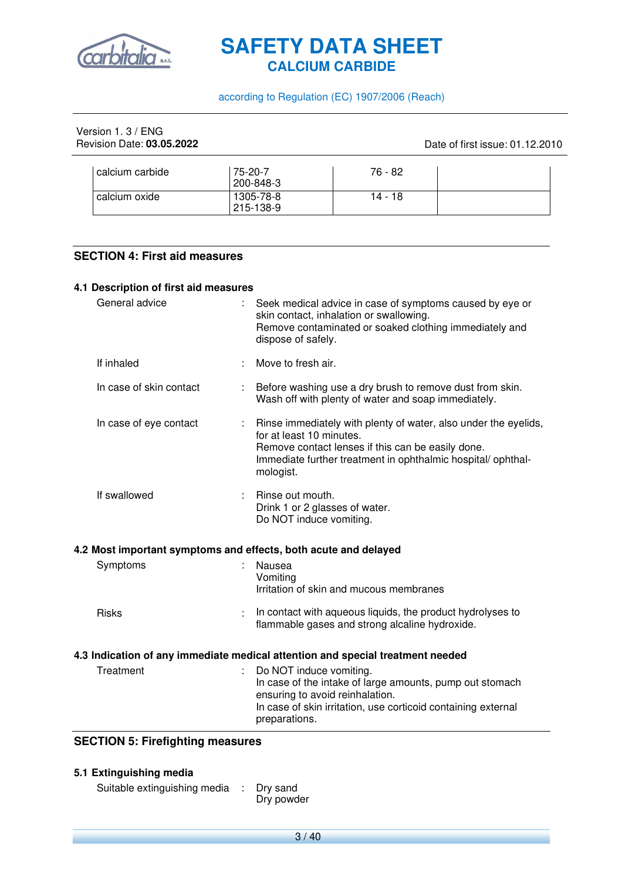| | | | |
|---|---|---|---|
| calcium carbide | 75-20-7<br>200-848-3 | 76 - 82 | |
| calcium oxide | 1305-78-8<br>215-138-9 | 14 - 18 | |

## SECTION 4: First aid measures

### 4.1 Description of first aid measures

General advice : Seek medical advice in case of symptoms caused by eye or skin contact, inhalation or swallowing.
Remove contaminated or soaked clothing immediately and dispose of safely.

If inhaled : Move to fresh air.

In case of skin contact : Before washing use a dry brush to remove dust from skin.
Wash off with plenty of water and soap immediately.

In case of eye contact : Rinse immediately with plenty of water, also under the eyelids, for at least 10 minutes.
Remove contact lenses if this can be easily done.
Immediate further treatment in ophthalmic hospital/ ophthalmologist.

If swallowed : Rinse out mouth.
Drink 1 or 2 glasses of water.
Do NOT induce vomiting.

### 4.2 Most important symptoms and effects, both acute and delayed

Symptoms : Nausea
Vomiting
Irritation of skin and mucous membranes

Risks : In contact with aqueous liquids, the product hydrolyses to flammable gases and strong alcaline hydroxide.

### 4.3 Indication of any immediate medical attention and special treatment needed

Treatment : Do NOT induce vomiting.
In case of the intake of large amounts, pump out stomach ensuring to avoid reinhalation.
In case of skin irritation, use corticoid containing external preparations.

## SECTION 5: Firefighting measures

### 5.1 Extinguishing media

Suitable extinguishing media : Dry sand
Dry powder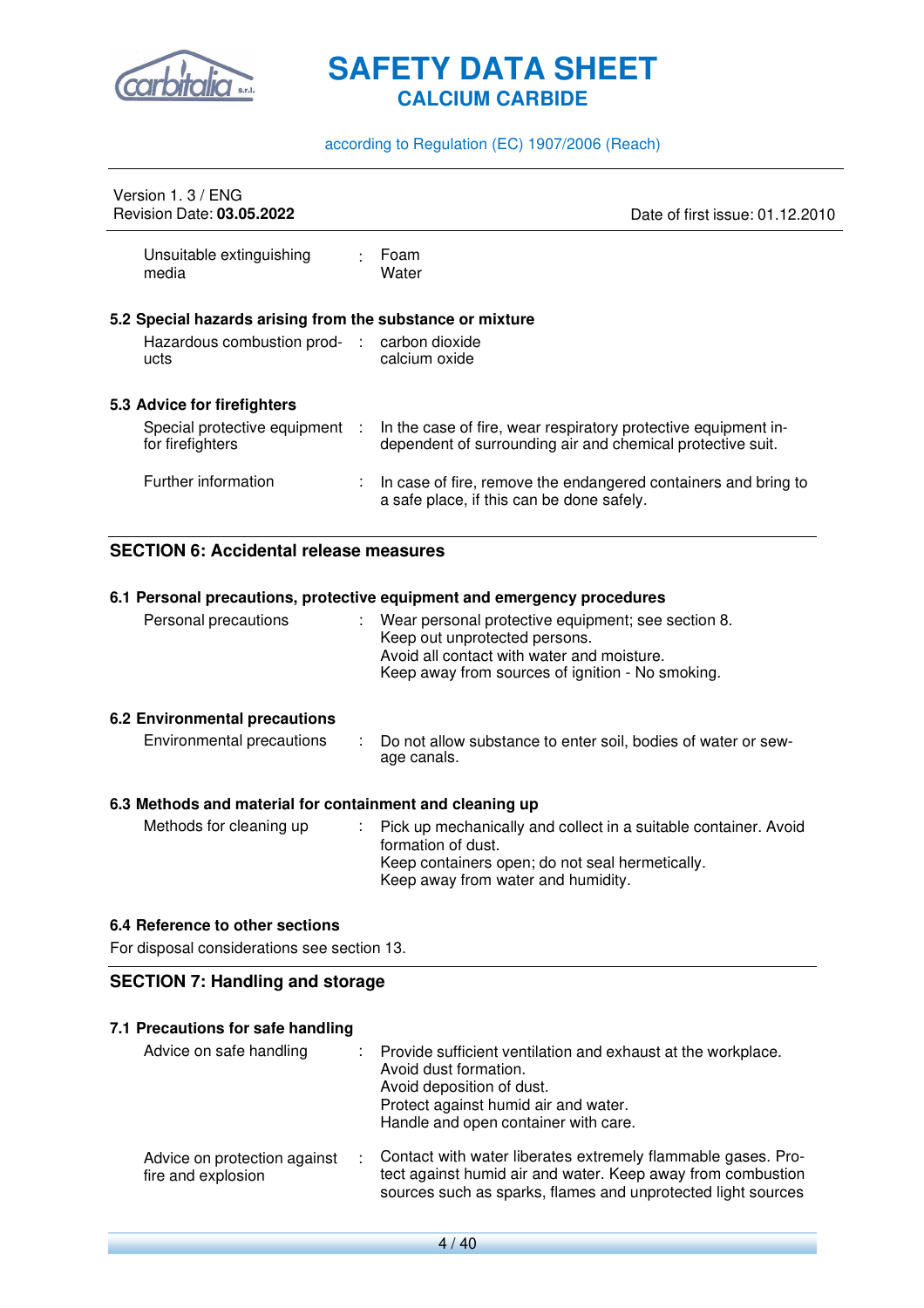| | | |
|---|---|---|
| Unsuitable extinguishing media | : | Foam<br>Water |

### 5.2 Special hazards arising from the substance or mixture

| | | |
|---|---|---|
| Hazardous combustion products | : | carbon dioxide<br>calcium oxide |

### 5.3 Advice for firefighters

| | | |
|---|---|---|
| Special protective equipment for firefighters | : | In the case of fire, wear respiratory protective equipment independent of surrounding air and chemical protective suit. |
| Further information | : | In case of fire, remove the endangered containers and bring to a safe place, if this can be done safely. |

## SECTION 6: Accidental release measures

### 6.1 Personal precautions, protective equipment and emergency procedures

| | | |
|---|---|---|
| Personal precautions | : | Wear personal protective equipment; see section 8.<br>Keep out unprotected persons.<br>Avoid all contact with water and moisture.<br>Keep away from sources of ignition - No smoking. |

### 6.2 Environmental precautions

| | | |
|---|---|---|
| Environmental precautions | : | Do not allow substance to enter soil, bodies of water or sewage canals. |

### 6.3 Methods and material for containment and cleaning up

| | | |
|---|---|---|
| Methods for cleaning up | : | Pick up mechanically and collect in a suitable container. Avoid formation of dust.<br>Keep containers open; do not seal hermetically.<br>Keep away from water and humidity. |

### 6.4 Reference to other sections

For disposal considerations see section 13.

## SECTION 7: Handling and storage

### 7.1 Precautions for safe handling

| | | |
|---|---|---|
| Advice on safe handling | : | Provide sufficient ventilation and exhaust at the workplace.<br>Avoid dust formation.<br>Avoid deposition of dust.<br>Protect against humid air and water.<br>Handle and open container with care. |
| Advice on protection against fire and explosion | : | Contact with water liberates extremely flammable gases. Protect against humid air and water. Keep away from combustion sources such as sparks, flames and unprotected light sources |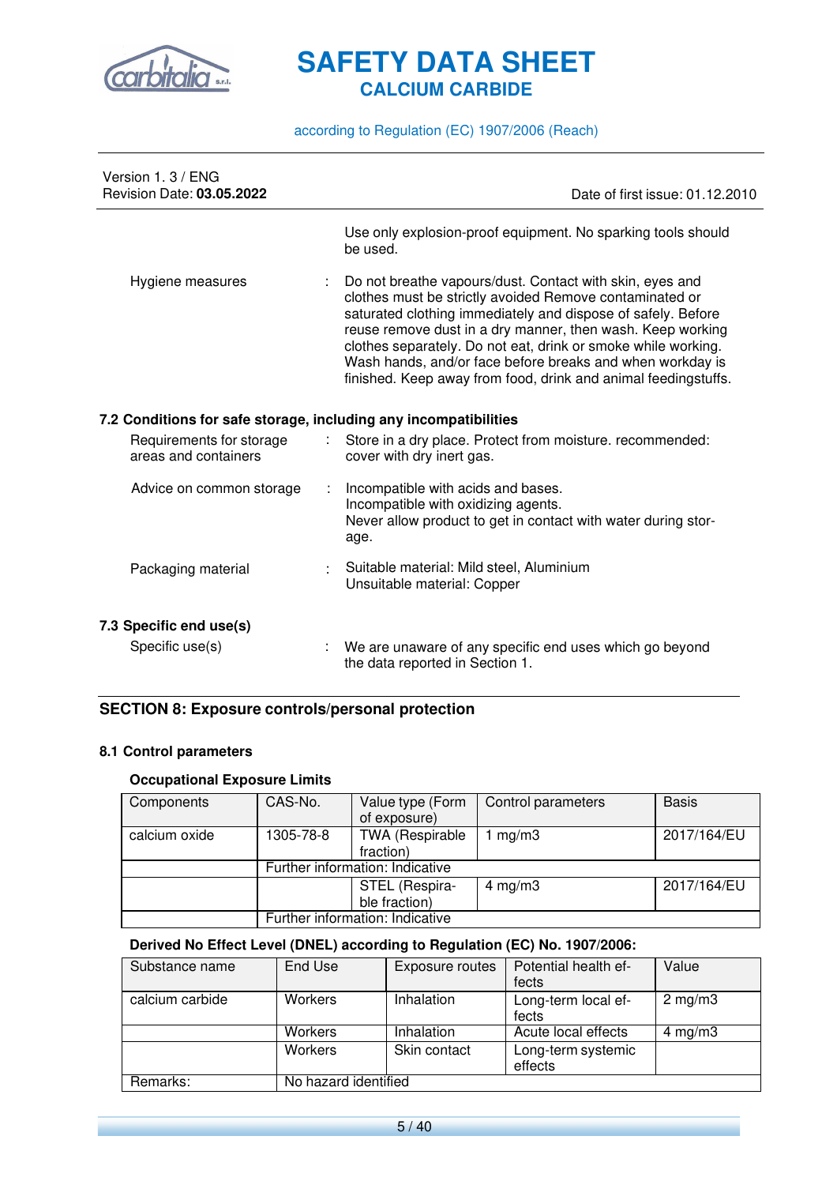| | |
|---|---|
| | Use only explosion-proof equipment. No sparking tools should be used. |
| Hygiene measures | : Do not breathe vapours/dust. Contact with skin, eyes and clothes must be strictly avoided Remove contaminated or saturated clothing immediately and dispose of safely. Before reuse remove dust in a dry manner, then wash. Keep working clothes separately. Do not eat, drink or smoke while working. Wash hands, and/or face before breaks and when workday is finished. Keep away from food, drink and animal feedingstuffs. |

### 7.2 Conditions for safe storage, including any incompatibilities

| | |
|---|---|
| Requirements for storage areas and containers | : Store in a dry place. Protect from moisture. recommended: cover with dry inert gas. |
| Advice on common storage | : Incompatible with acids and bases.<br>Incompatible with oxidizing agents.<br>Never allow product to get in contact with water during storage. |
| Packaging material | : Suitable material: Mild steel, Aluminium<br>Unsuitable material: Copper |

### 7.3 Specific end use(s)

| | |
|---|---|
| Specific use(s) | : We are unaware of any specific end uses which go beyond the data reported in Section 1. |

## SECTION 8: Exposure controls/personal protection

### 8.1 Control parameters

**Occupational Exposure Limits**

| Components | CAS-No. | Value type (Form of exposure) | Control parameters | Basis |
|---|---|---|---|---|
| calcium oxide | 1305-78-8 | TWA (Respirable fraction) | 1 mg/m3 | 2017/164/EU |
| | Further information: Indicative | | | |
| | | STEL (Respirable fraction) | 4 mg/m3 | 2017/164/EU |
| | Further information: Indicative | | | |

**Derived No Effect Level (DNEL) according to Regulation (EC) No. 1907/2006:**

| Substance name | End Use | Exposure routes | Potential health effects | Value |
|---|---|---|---|---|
| calcium carbide | Workers | Inhalation | Long-term local effects | 2 mg/m3 |
| | Workers | Inhalation | Acute local effects | 4 mg/m3 |
| | Workers | Skin contact | Long-term systemic effects | |
| Remarks: | No hazard identified | | | |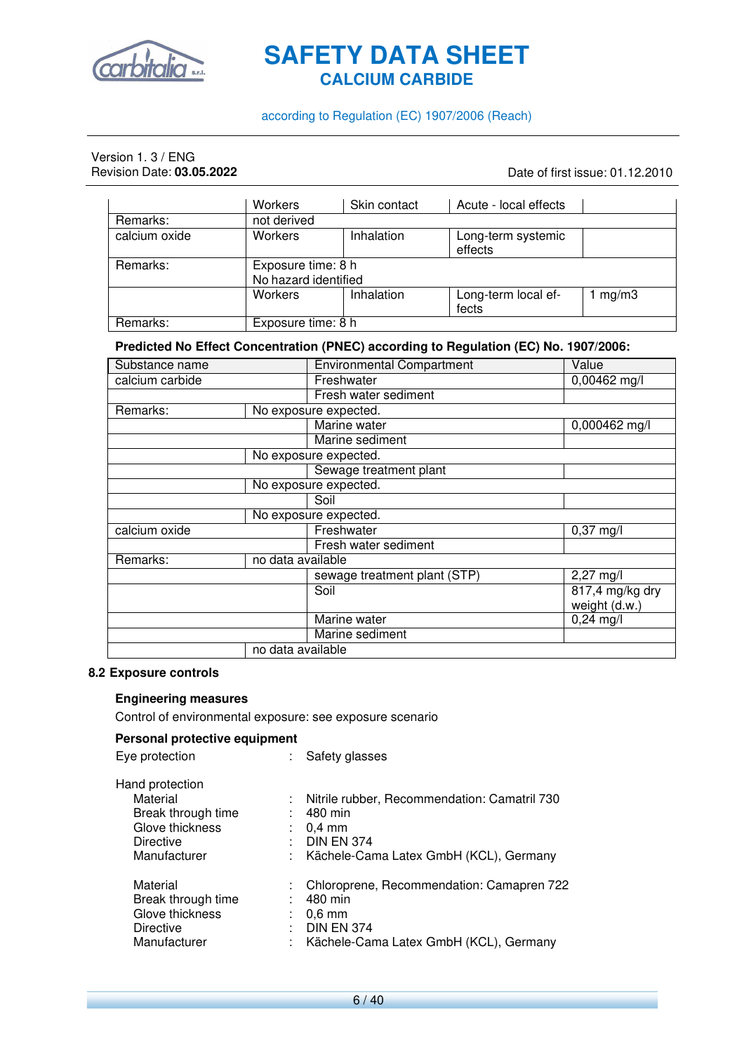|  | Workers | Skin contact | Acute - local effects |  |
|---|---|---|---|---|
| Remarks: | not derived |  |  |  |
| calcium oxide | Workers | Inhalation | Long-term systemic effects |  |
| Remarks: | Exposure time: 8 h<br>No hazard identified |  |  |  |
|  | Workers | Inhalation | Long-term local effects | 1 mg/m3 |
| Remarks: | Exposure time: 8 h |  |  |  |

**Predicted No Effect Concentration (PNEC) according to Regulation (EC) No. 1907/2006:**

| Substance name | | Environmental Compartment | Value |
|---|---|---|---|
| calcium carbide | | Freshwater | 0,00462 mg/l |
| | | Fresh water sediment | |
| Remarks: | No exposure expected. | | |
| | | Marine water | 0,000462 mg/l |
| | | Marine sediment | |
| | No exposure expected. | | |
| | | Sewage treatment plant | |
| | No exposure expected. | | |
| | | Soil | |
| | No exposure expected. | | |
| calcium oxide | | Freshwater | 0,37 mg/l |
| | | Fresh water sediment | |
| Remarks: | no data available | | |
| | | sewage treatment plant (STP) | 2,27 mg/l |
| | | Soil | 817,4 mg/kg dry weight (d.w.) |
| | | Marine water | 0,24 mg/l |
| | | Marine sediment | |
| | no data available | | |

## 8.2 Exposure controls

### Engineering measures

Control of environmental exposure: see exposure scenario

### Personal protective equipment

Eye protection : Safety glasses

Hand protection

- Material : Nitrile rubber, Recommendation: Camatril 730
- Break through time : 480 min
- Glove thickness : 0,4 mm
- Directive : DIN EN 374
- Manufacturer : Kächele-Cama Latex GmbH (KCL), Germany

- Material : Chloroprene, Recommendation: Camapren 722
- Break through time : 480 min
- Glove thickness : 0,6 mm
- Directive : DIN EN 374
- Manufacturer : Kächele-Cama Latex GmbH (KCL), Germany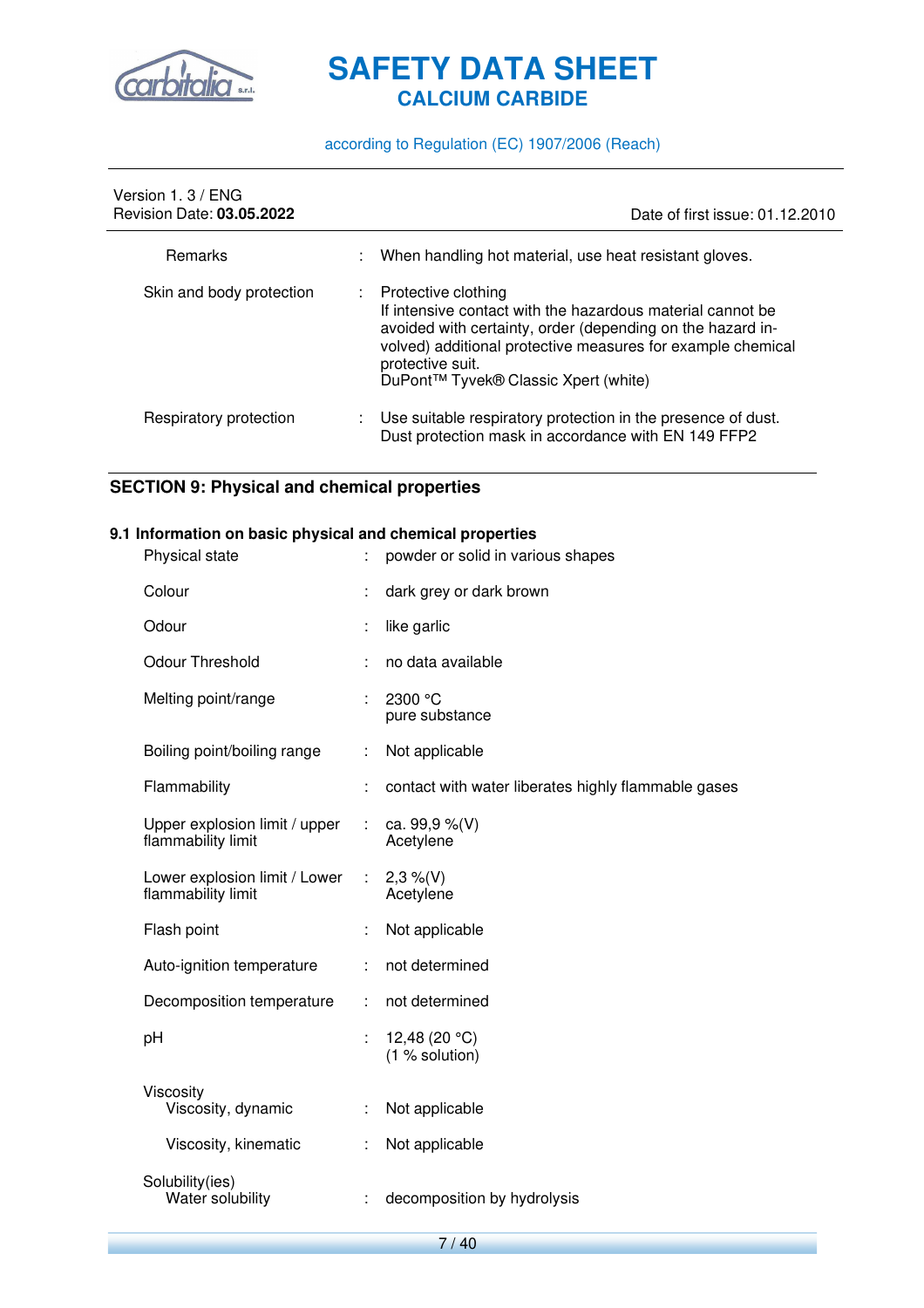| | | |
|---|---|---|
| Remarks | : | When handling hot material, use heat resistant gloves. |
| Skin and body protection | : | Protective clothing<br>If intensive contact with the hazardous material cannot be avoided with certainty, order (depending on the hazard involved) additional protective measures for example chemical protective suit.<br>DuPont™ Tyvek® Classic Xpert (white) |
| Respiratory protection | : | Use suitable respiratory protection in the presence of dust.<br>Dust protection mask in accordance with EN 149 FFP2 |

## SECTION 9: Physical and chemical properties

### 9.1 Information on basic physical and chemical properties

| | | |
|---|---|---|
| Physical state | : | powder or solid in various shapes |
| Colour | : | dark grey or dark brown |
| Odour | : | like garlic |
| Odour Threshold | : | no data available |
| Melting point/range | : | 2300 °C<br>pure substance |
| Boiling point/boiling range | : | Not applicable |
| Flammability | : | contact with water liberates highly flammable gases |
| Upper explosion limit / upper flammability limit | : | ca. 99,9 %(V)<br>Acetylene |
| Lower explosion limit / Lower flammability limit | : | 2,3 %(V)<br>Acetylene |
| Flash point | : | Not applicable |
| Auto-ignition temperature | : | not determined |
| Decomposition temperature | : | not determined |
| pH | : | 12,48 (20 °C)<br>(1 % solution) |
| Viscosity | | |
| Viscosity, dynamic | : | Not applicable |
| Viscosity, kinematic | : | Not applicable |
| Solubility(ies) | | |
| Water solubility | : | decomposition by hydrolysis |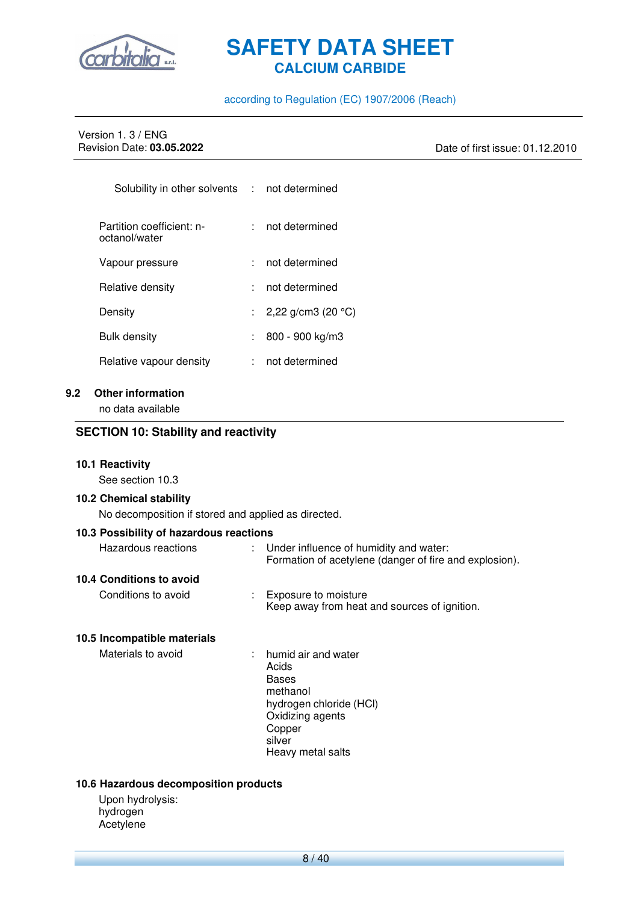| | | |
|---|---|---|
| Solubility in other solvents | : | not determined |
| Partition coefficient: n-octanol/water | : | not determined |
| Vapour pressure | : | not determined |
| Relative density | : | not determined |
| Density | : | 2,22 g/cm3 (20 °C) |
| Bulk density | : | 800 - 900 kg/m3 |
| Relative vapour density | : | not determined |

### 9.2 Other information

no data available

## SECTION 10: Stability and reactivity

### 10.1 Reactivity

See section 10.3

### 10.2 Chemical stability

No decomposition if stored and applied as directed.

### 10.3 Possibility of hazardous reactions

| | | |
|---|---|---|
| Hazardous reactions | : | Under influence of humidity and water: Formation of acetylene (danger of fire and explosion). |

### 10.4 Conditions to avoid

| | | |
|---|---|---|
| Conditions to avoid | : | Exposure to moisture<br>Keep away from heat and sources of ignition. |

### 10.5 Incompatible materials

| | | |
|---|---|---|
| Materials to avoid | : | humid air and water<br>Acids<br>Bases<br>methanol<br>hydrogen chloride (HCl)<br>Oxidizing agents<br>Copper<br>silver<br>Heavy metal salts |

### 10.6 Hazardous decomposition products

Upon hydrolysis:
hydrogen
Acetylene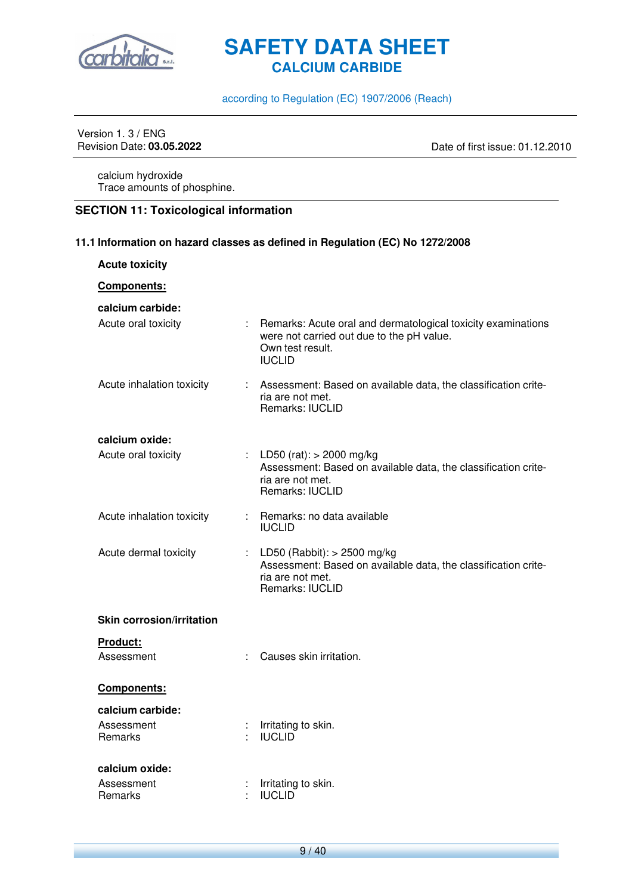calcium hydroxide
Trace amounts of phosphine.

## SECTION 11: Toxicological information

### 11.1 Information on hazard classes as defined in Regulation (EC) No 1272/2008

**Acute toxicity**

**Components:**

**calcium carbide:**

Acute oral toxicity : Remarks: Acute oral and dermatological toxicity examinations were not carried out due to the pH value.
Own test result.
IUCLID

Acute inhalation toxicity : Assessment: Based on available data, the classification criteria are not met.
Remarks: IUCLID

**calcium oxide:**

Acute oral toxicity : LD50 (rat): > 2000 mg/kg
Assessment: Based on available data, the classification criteria are not met.
Remarks: IUCLID

Acute inhalation toxicity : Remarks: no data available
IUCLID

Acute dermal toxicity : LD50 (Rabbit): > 2500 mg/kg
Assessment: Based on available data, the classification criteria are not met.
Remarks: IUCLID

**Skin corrosion/irritation**

**Product:**

Assessment : Causes skin irritation.

**Components:**

**calcium carbide:**

Assessment : Irritating to skin.
Remarks : IUCLID

**calcium oxide:**

Assessment : Irritating to skin.
Remarks : IUCLID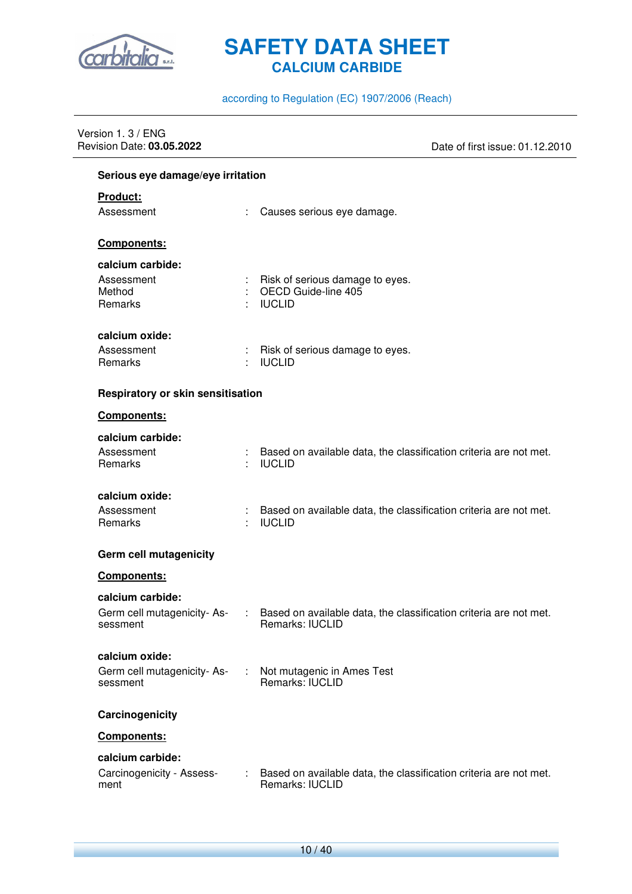### Serious eye damage/eye irritation

**Product:**

| | | |
|---|---|---|
| Assessment | : | Causes serious eye damage. |

**Components:**

**calcium carbide:**

| | | |
|---|---|---|
| Assessment | : | Risk of serious damage to eyes. |
| Method | : | OECD Guide-line 405 |
| Remarks | : | IUCLID |

**calcium oxide:**

| | | |
|---|---|---|
| Assessment | : | Risk of serious damage to eyes. |
| Remarks | : | IUCLID |

### Respiratory or skin sensitisation

**Components:**

**calcium carbide:**

| | | |
|---|---|---|
| Assessment | : | Based on available data, the classification criteria are not met. |
| Remarks | : | IUCLID |

**calcium oxide:**

| | | |
|---|---|---|
| Assessment | : | Based on available data, the classification criteria are not met. |
| Remarks | : | IUCLID |

### Germ cell mutagenicity

**Components:**

**calcium carbide:**

| | | |
|---|---|---|
| Germ cell mutagenicity- Assessment | : | Based on available data, the classification criteria are not met. Remarks: IUCLID |

**calcium oxide:**

| | | |
|---|---|---|
| Germ cell mutagenicity- Assessment | : | Not mutagenic in Ames Test Remarks: IUCLID |

### Carcinogenicity

**Components:**

**calcium carbide:**

| | | |
|---|---|---|
| Carcinogenicity - Assessment | : | Based on available data, the classification criteria are not met. Remarks: IUCLID |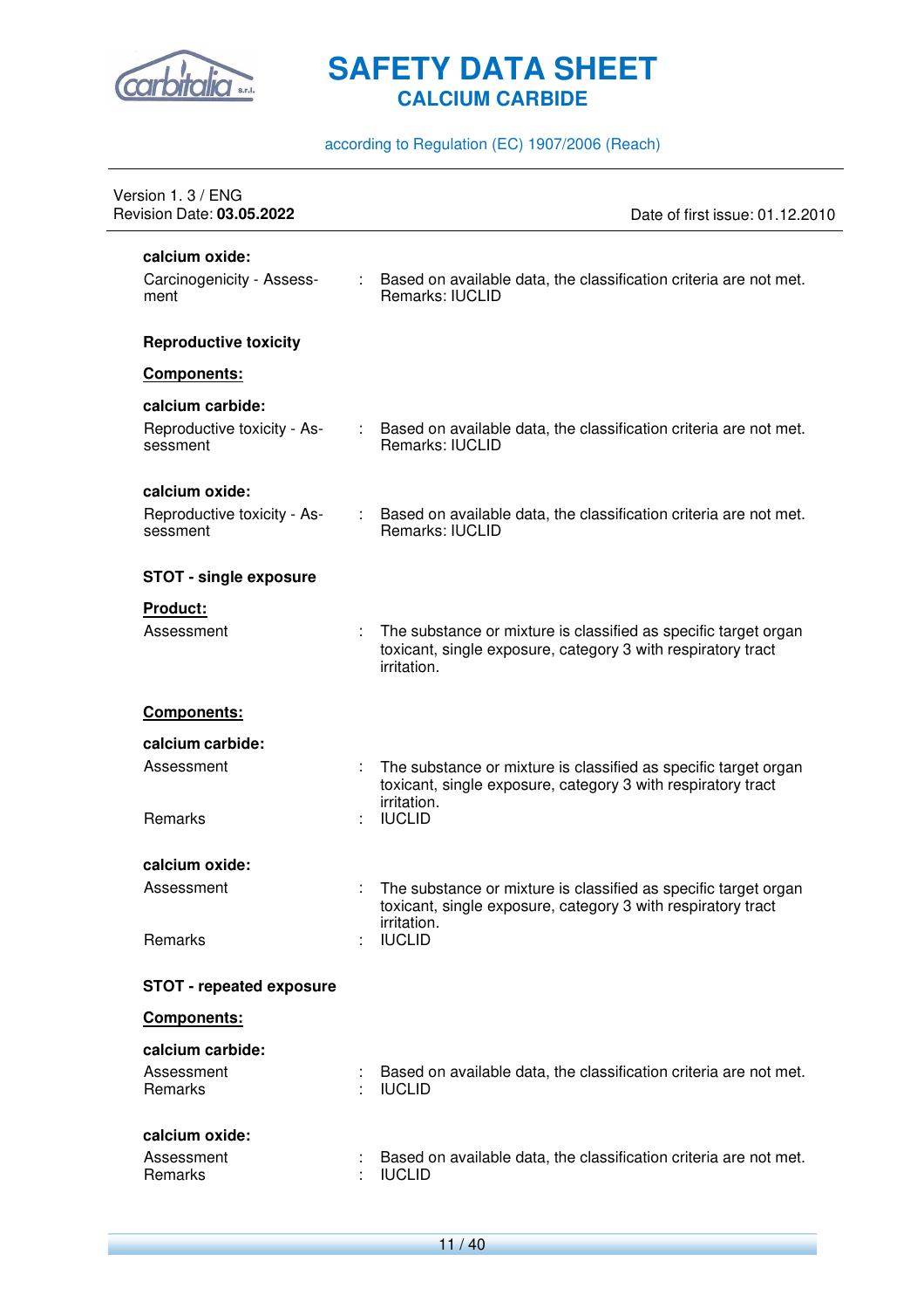**calcium oxide:**

Carcinogenicity - Assessment : Based on available data, the classification criteria are not met. Remarks: IUCLID

**Reproductive toxicity**

**Components:**

**calcium carbide:**

Reproductive toxicity - Assessment : Based on available data, the classification criteria are not met. Remarks: IUCLID

**calcium oxide:**

Reproductive toxicity - Assessment : Based on available data, the classification criteria are not met. Remarks: IUCLID

**STOT - single exposure**

**Product:**

Assessment : The substance or mixture is classified as specific target organ toxicant, single exposure, category 3 with respiratory tract irritation.

**Components:**

**calcium carbide:**

Assessment : The substance or mixture is classified as specific target organ toxicant, single exposure, category 3 with respiratory tract irritation.

Remarks : IUCLID

**calcium oxide:**

Assessment : The substance or mixture is classified as specific target organ toxicant, single exposure, category 3 with respiratory tract irritation.

Remarks : IUCLID

**STOT - repeated exposure**

**Components:**

**calcium carbide:**

Assessment : Based on available data, the classification criteria are not met.

Remarks : IUCLID

**calcium oxide:**

Assessment : Based on available data, the classification criteria are not met.

Remarks : IUCLID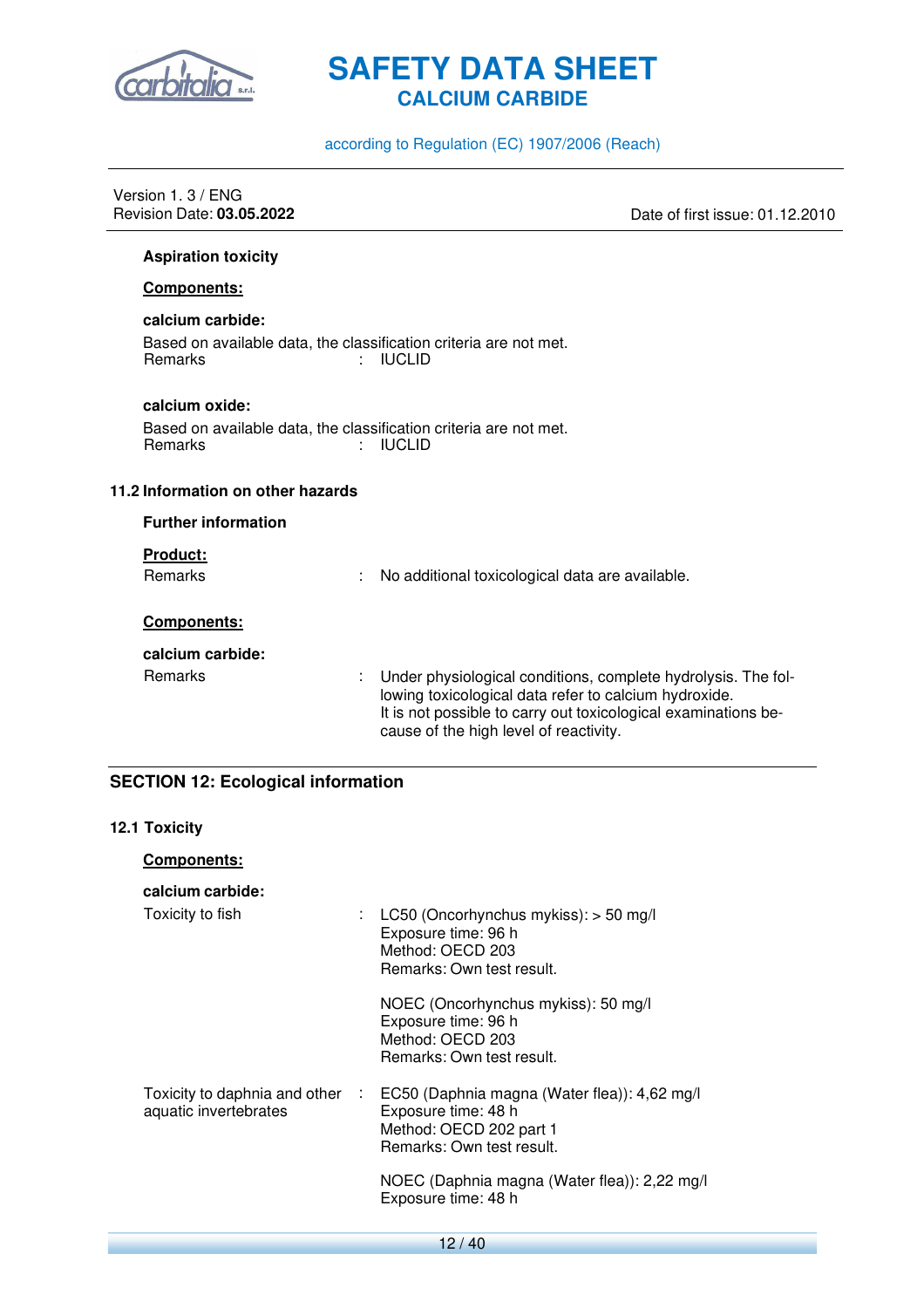**Aspiration toxicity**

**Components:**

**calcium carbide:**

Based on available data, the classification criteria are not met.

Remarks : IUCLID

**calcium oxide:**

Based on available data, the classification criteria are not met.

Remarks : IUCLID

### 11.2 Information on other hazards

**Further information**

**Product:**

Remarks : No additional toxicological data are available.

**Components:**

**calcium carbide:**

Remarks : Under physiological conditions, complete hydrolysis. The following toxicological data refer to calcium hydroxide.
It is not possible to carry out toxicological examinations because of the high level of reactivity.

## SECTION 12: Ecological information

### 12.1 Toxicity

**Components:**

**calcium carbide:**

Toxicity to fish : LC50 (Oncorhynchus mykiss): > 50 mg/l
Exposure time: 96 h
Method: OECD 203
Remarks: Own test result.

NOEC (Oncorhynchus mykiss): 50 mg/l
Exposure time: 96 h
Method: OECD 203
Remarks: Own test result.

Toxicity to daphnia and other aquatic invertebrates : EC50 (Daphnia magna (Water flea)): 4,62 mg/l
Exposure time: 48 h
Method: OECD 202 part 1
Remarks: Own test result.

NOEC (Daphnia magna (Water flea)): 2,22 mg/l
Exposure time: 48 h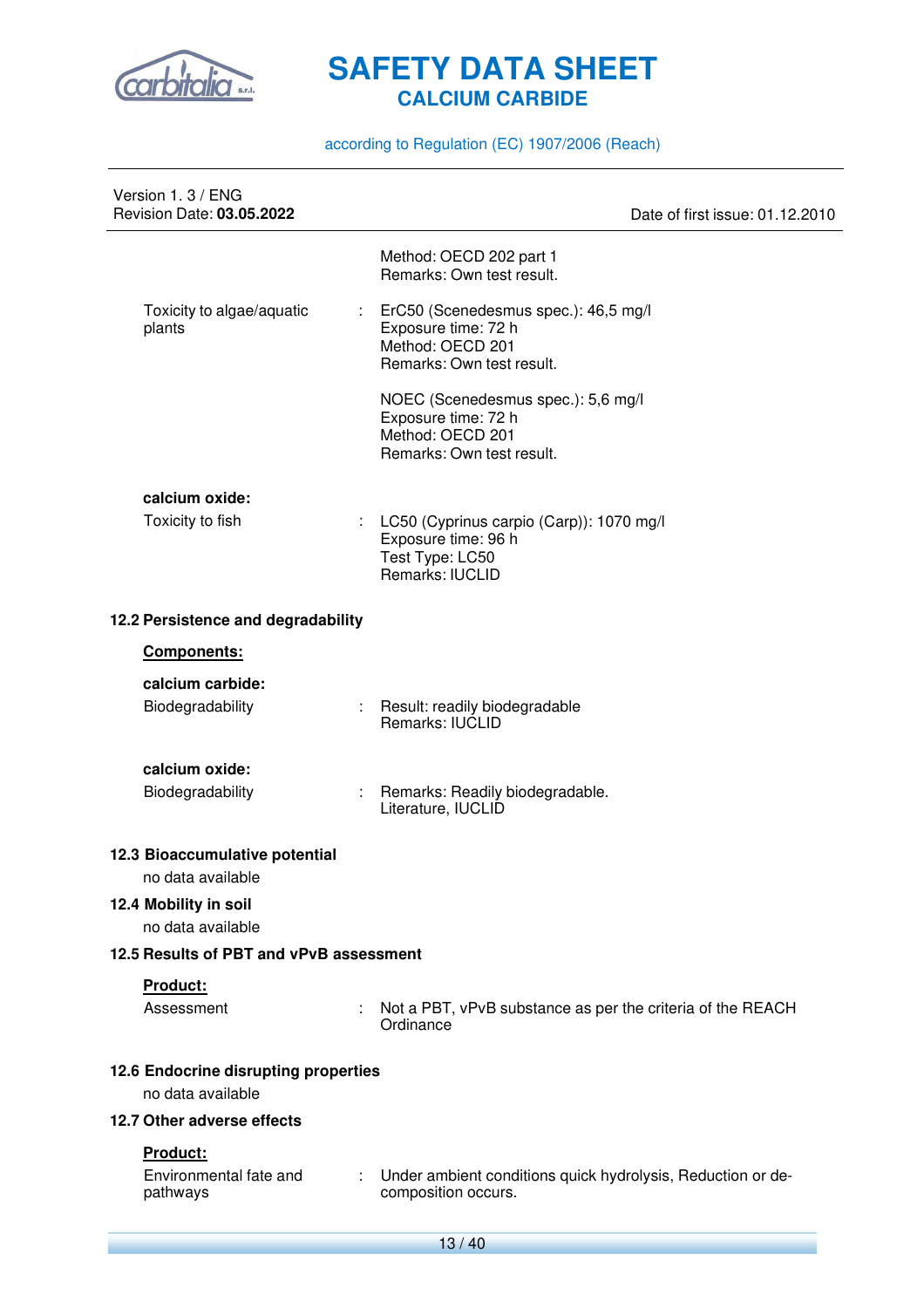| | | |
|---|---|---|
| | | Method: OECD 202 part 1<br>Remarks: Own test result. |
| Toxicity to algae/aquatic plants | : | ErC50 (Scenedesmus spec.): 46,5 mg/l<br>Exposure time: 72 h<br>Method: OECD 201<br>Remarks: Own test result. |
| | | NOEC (Scenedesmus spec.): 5,6 mg/l<br>Exposure time: 72 h<br>Method: OECD 201<br>Remarks: Own test result. |

**calcium oxide:**

| | | |
|---|---|---|
| Toxicity to fish | : | LC50 (Cyprinus carpio (Carp)): 1070 mg/l<br>Exposure time: 96 h<br>Test Type: LC50<br>Remarks: IUCLID |

### 12.2 Persistence and degradability

**Components:**

**calcium carbide:**

| | | |
|---|---|---|
| Biodegradability | : | Result: readily biodegradable<br>Remarks: IUCLID |

**calcium oxide:**

| | | |
|---|---|---|
| Biodegradability | : | Remarks: Readily biodegradable.<br>Literature, IUCLID |

### 12.3 Bioaccumulative potential

no data available

### 12.4 Mobility in soil

no data available

### 12.5 Results of PBT and vPvB assessment

**Product:**

| | | |
|---|---|---|
| Assessment | : | Not a PBT, vPvB substance as per the criteria of the REACH Ordinance |

### 12.6 Endocrine disrupting properties

no data available

### 12.7 Other adverse effects

**Product:**

| | | |
|---|---|---|
| Environmental fate and pathways | : | Under ambient conditions quick hydrolysis, Reduction or decomposition occurs. |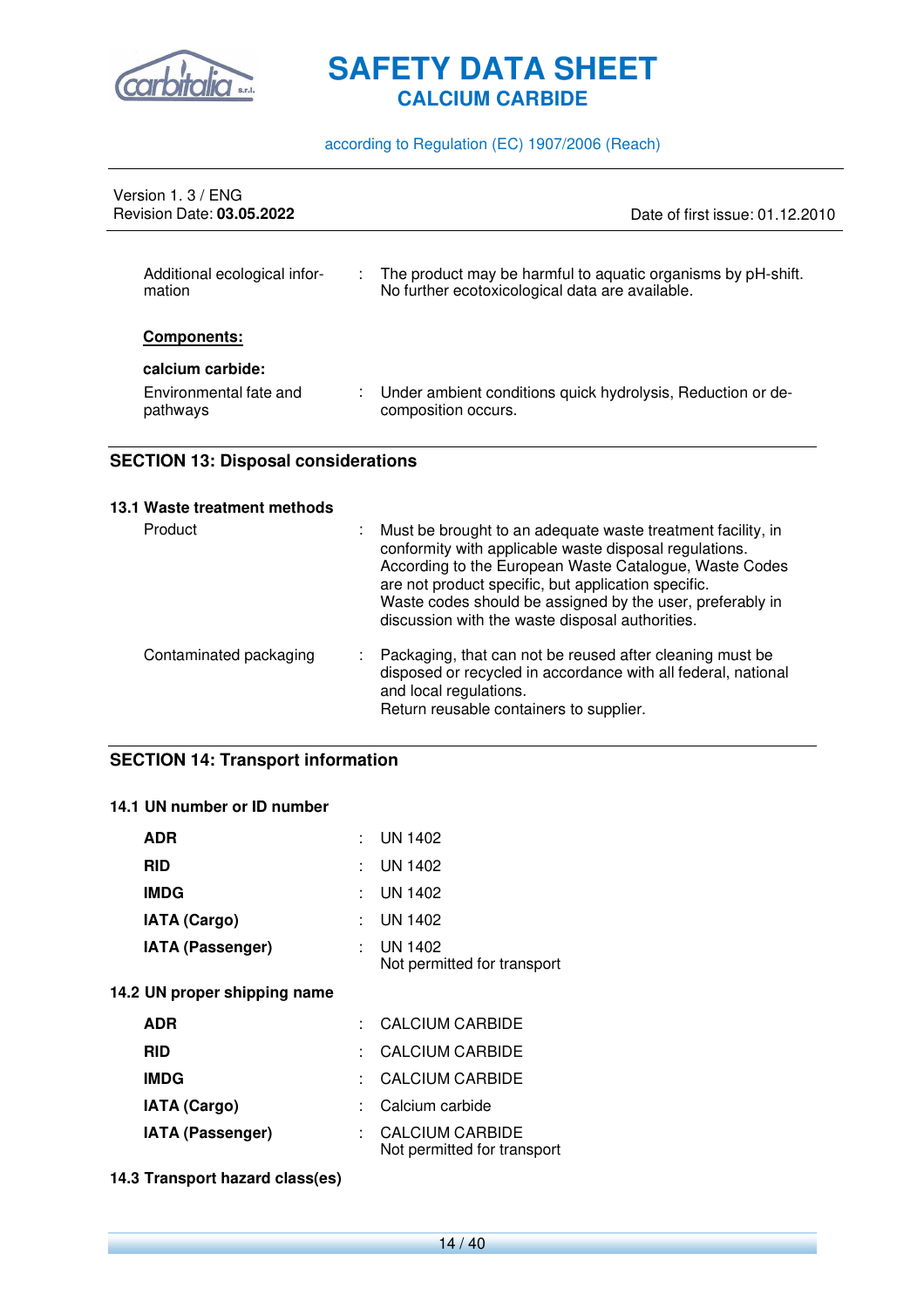| | | |
|---|---|---|
| Additional ecological information | : | The product may be harmful to aquatic organisms by pH-shift. No further ecotoxicological data are available. |

**Components:**

**calcium carbide:**

| | | |
|---|---|---|
| Environmental fate and pathways | : | Under ambient conditions quick hydrolysis, Reduction or decomposition occurs. |

## SECTION 13: Disposal considerations

### 13.1 Waste treatment methods

| | | |
|---|---|---|
| Product | : | Must be brought to an adequate waste treatment facility, in conformity with applicable waste disposal regulations. According to the European Waste Catalogue, Waste Codes are not product specific, but application specific. Waste codes should be assigned by the user, preferably in discussion with the waste disposal authorities. |
| Contaminated packaging | : | Packaging, that can not be reused after cleaning must be disposed or recycled in accordance with all federal, national and local regulations. Return reusable containers to supplier. |

## SECTION 14: Transport information

### 14.1 UN number or ID number

| | | |
|---|---|---|
| **ADR** | : | UN 1402 |
| **RID** | : | UN 1402 |
| **IMDG** | : | UN 1402 |
| **IATA (Cargo)** | : | UN 1402 |
| **IATA (Passenger)** | : | UN 1402<br>Not permitted for transport |

### 14.2 UN proper shipping name

| | | |
|---|---|---|
| **ADR** | : | CALCIUM CARBIDE |
| **RID** | : | CALCIUM CARBIDE |
| **IMDG** | : | CALCIUM CARBIDE |
| **IATA (Cargo)** | : | Calcium carbide |
| **IATA (Passenger)** | : | CALCIUM CARBIDE<br>Not permitted for transport |

### 14.3 Transport hazard class(es)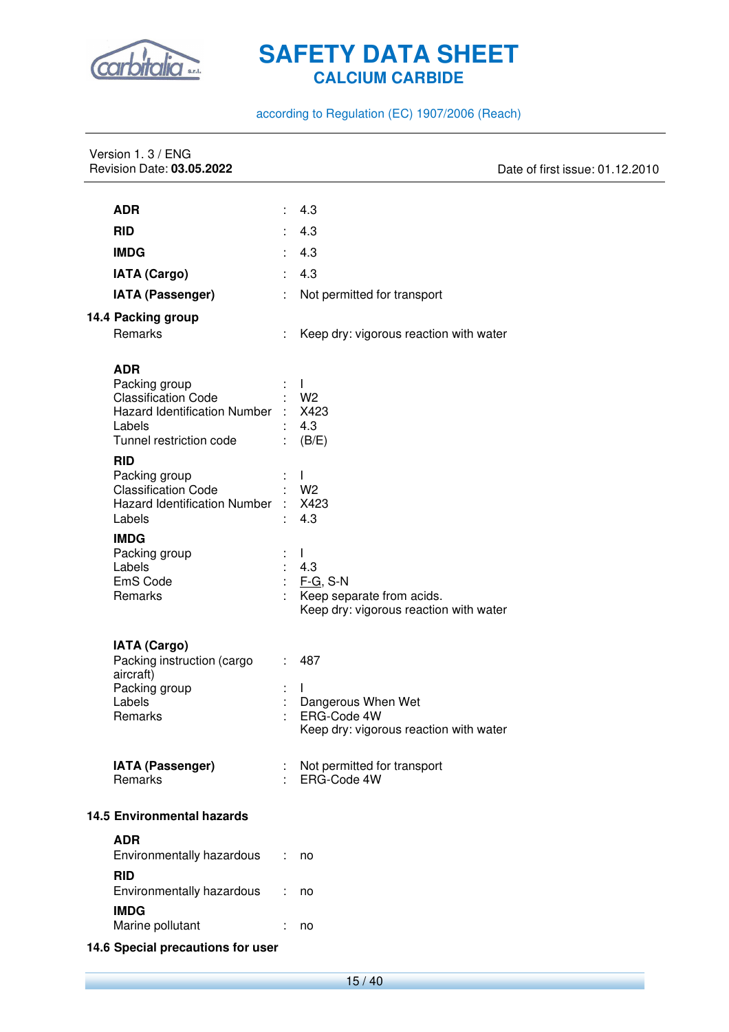| | | |
|---|---|---|
| **ADR** | : | 4.3 |
| **RID** | : | 4.3 |
| **IMDG** | : | 4.3 |
| **IATA (Cargo)** | : | 4.3 |
| **IATA (Passenger)** | : | Not permitted for transport |

**14.4 Packing group**

| | | |
|---|---|---|
| Remarks | : | Keep dry: vigorous reaction with water |

**ADR**

| | | |
|---|---|---|
| Packing group | : | I |
| Classification Code | : | W2 |
| Hazard Identification Number | : | X423 |
| Labels | : | 4.3 |
| Tunnel restriction code | : | (B/E) |

**RID**

| | | |
|---|---|---|
| Packing group | : | I |
| Classification Code | : | W2 |
| Hazard Identification Number | : | X423 |
| Labels | : | 4.3 |

**IMDG**

| | | |
|---|---|---|
| Packing group | : | I |
| Labels | : | 4.3 |
| EmS Code | : | F-G, S-N |
| Remarks | : | Keep separate from acids.<br>Keep dry: vigorous reaction with water |

**IATA (Cargo)**

| | | |
|---|---|---|
| Packing instruction (cargo aircraft) | : | 487 |
| Packing group | : | I |
| Labels | : | Dangerous When Wet |
| Remarks | : | ERG-Code 4W<br>Keep dry: vigorous reaction with water |

| | | |
|---|---|---|
| **IATA (Passenger)** | : | Not permitted for transport |
| Remarks | : | ERG-Code 4W |

**14.5 Environmental hazards**

**ADR**

| | | |
|---|---|---|
| Environmentally hazardous | : | no |

**RID**

| | | |
|---|---|---|
| Environmentally hazardous | : | no |

**IMDG**

| | | |
|---|---|---|
| Marine pollutant | : | no |

**14.6 Special precautions for user**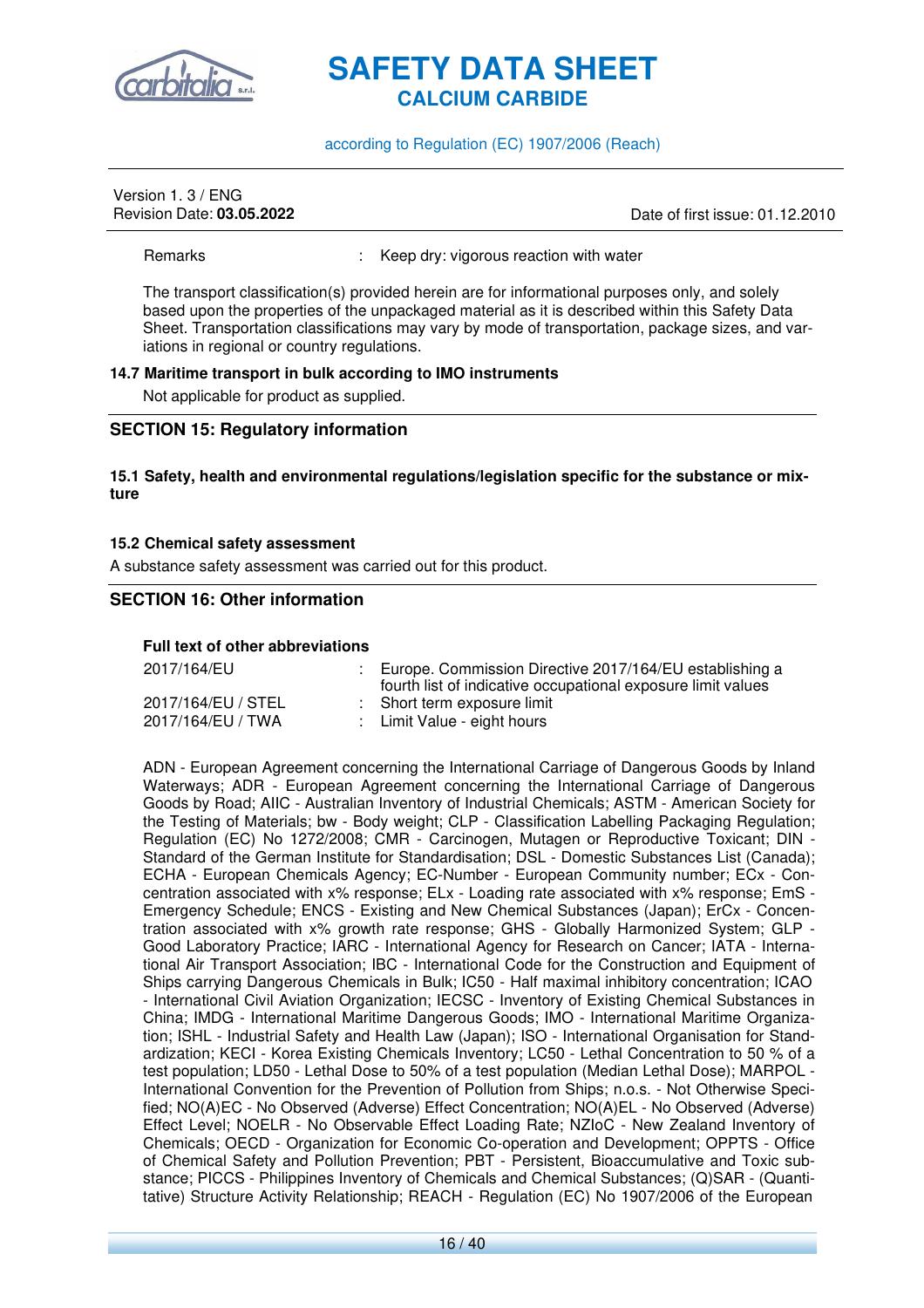| | | |
|---|---|---|
| Remarks | : | Keep dry: vigorous reaction with water |

The transport classification(s) provided herein are for informational purposes only, and solely based upon the properties of the unpackaged material as it is described within this Safety Data Sheet. Transportation classifications may vary by mode of transportation, package sizes, and variations in regional or country regulations.

### 14.7 Maritime transport in bulk according to IMO instruments

Not applicable for product as supplied.

## SECTION 15: Regulatory information

### 15.1 Safety, health and environmental regulations/legislation specific for the substance or mixture

### 15.2 Chemical safety assessment

A substance safety assessment was carried out for this product.

## SECTION 16: Other information

**Full text of other abbreviations**

| | | |
|---|---|---|
| 2017/164/EU | : | Europe. Commission Directive 2017/164/EU establishing a fourth list of indicative occupational exposure limit values |
| 2017/164/EU / STEL | : | Short term exposure limit |
| 2017/164/EU / TWA | : | Limit Value - eight hours |

ADN - European Agreement concerning the International Carriage of Dangerous Goods by Inland Waterways; ADR - European Agreement concerning the International Carriage of Dangerous Goods by Road; AIIC - Australian Inventory of Industrial Chemicals; ASTM - American Society for the Testing of Materials; bw - Body weight; CLP - Classification Labelling Packaging Regulation; Regulation (EC) No 1272/2008; CMR - Carcinogen, Mutagen or Reproductive Toxicant; DIN - Standard of the German Institute for Standardisation; DSL - Domestic Substances List (Canada); ECHA - European Chemicals Agency; EC-Number - European Community number; ECx - Concentration associated with x% response; ELx - Loading rate associated with x% response; EmS - Emergency Schedule; ENCS - Existing and New Chemical Substances (Japan); ErCx - Concentration associated with x% growth rate response; GHS - Globally Harmonized System; GLP - Good Laboratory Practice; IARC - International Agency for Research on Cancer; IATA - International Air Transport Association; IBC - International Code for the Construction and Equipment of Ships carrying Dangerous Chemicals in Bulk; IC50 - Half maximal inhibitory concentration; ICAO - International Civil Aviation Organization; IECSC - Inventory of Existing Chemical Substances in China; IMDG - International Maritime Dangerous Goods; IMO - International Maritime Organization; ISHL - Industrial Safety and Health Law (Japan); ISO - International Organisation for Standardization; KECI - Korea Existing Chemicals Inventory; LC50 - Lethal Concentration to 50 % of a test population; LD50 - Lethal Dose to 50% of a test population (Median Lethal Dose); MARPOL - International Convention for the Prevention of Pollution from Ships; n.o.s. - Not Otherwise Specified; NO(A)EC - No Observed (Adverse) Effect Concentration; NO(A)EL - No Observed (Adverse) Effect Level; NOELR - No Observable Effect Loading Rate; NZIoC - New Zealand Inventory of Chemicals; OECD - Organization for Economic Co-operation and Development; OPPTS - Office of Chemical Safety and Pollution Prevention; PBT - Persistent, Bioaccumulative and Toxic substance; PICCS - Philippines Inventory of Chemicals and Chemical Substances; (Q)SAR - (Quantitative) Structure Activity Relationship; REACH - Regulation (EC) No 1907/2006 of the European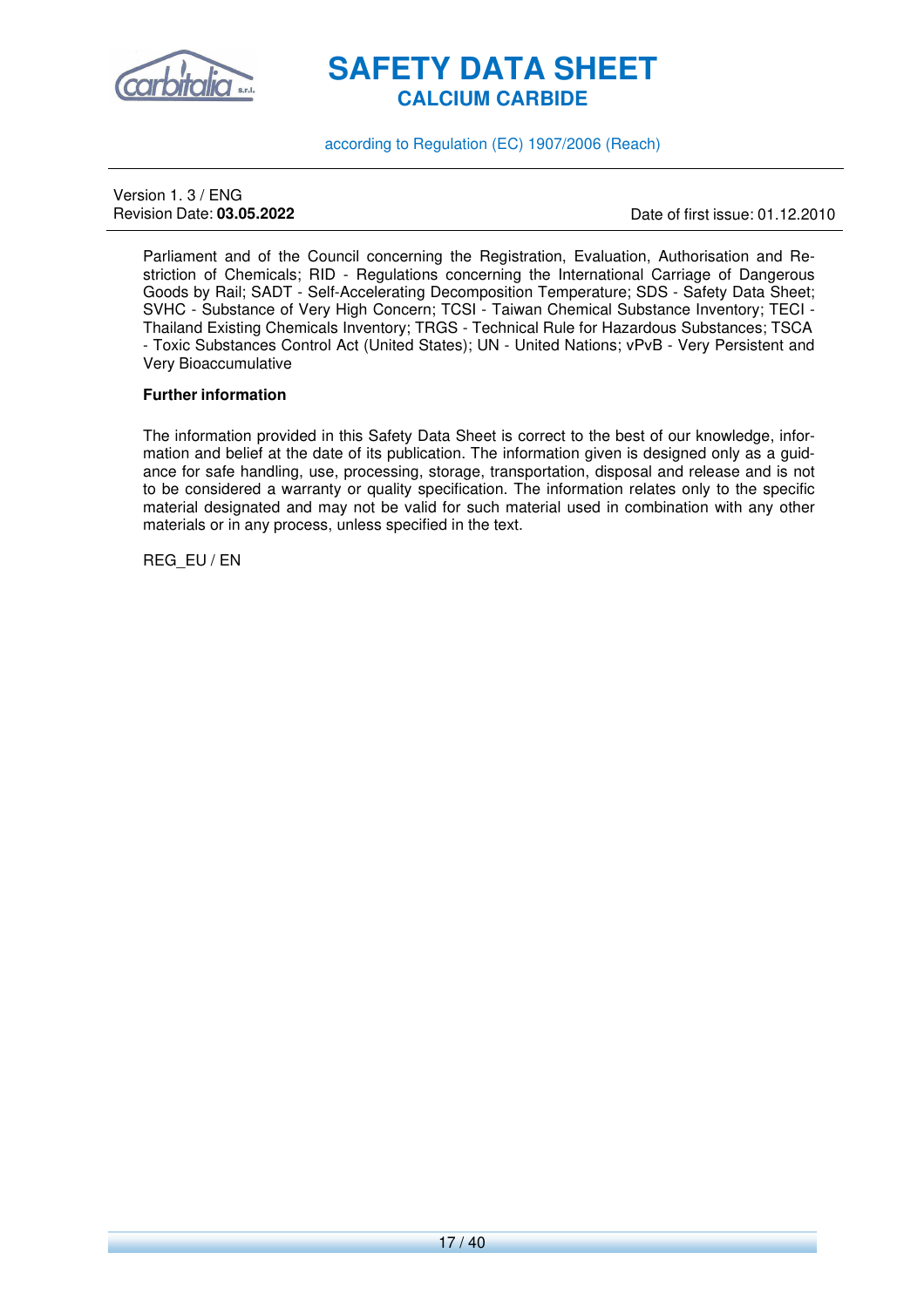Parliament and of the Council concerning the Registration, Evaluation, Authorisation and Restriction of Chemicals; RID - Regulations concerning the International Carriage of Dangerous Goods by Rail; SADT - Self-Accelerating Decomposition Temperature; SDS - Safety Data Sheet; SVHC - Substance of Very High Concern; TCSI - Taiwan Chemical Substance Inventory; TECI - Thailand Existing Chemicals Inventory; TRGS - Technical Rule for Hazardous Substances; TSCA - Toxic Substances Control Act (United States); UN - United Nations; vPvB - Very Persistent and Very Bioaccumulative

**Further information**

The information provided in this Safety Data Sheet is correct to the best of our knowledge, information and belief at the date of its publication. The information given is designed only as a guidance for safe handling, use, processing, storage, transportation, disposal and release and is not to be considered a warranty or quality specification. The information relates only to the specific material designated and may not be valid for such material used in combination with any other materials or in any process, unless specified in the text.

REG_EU / EN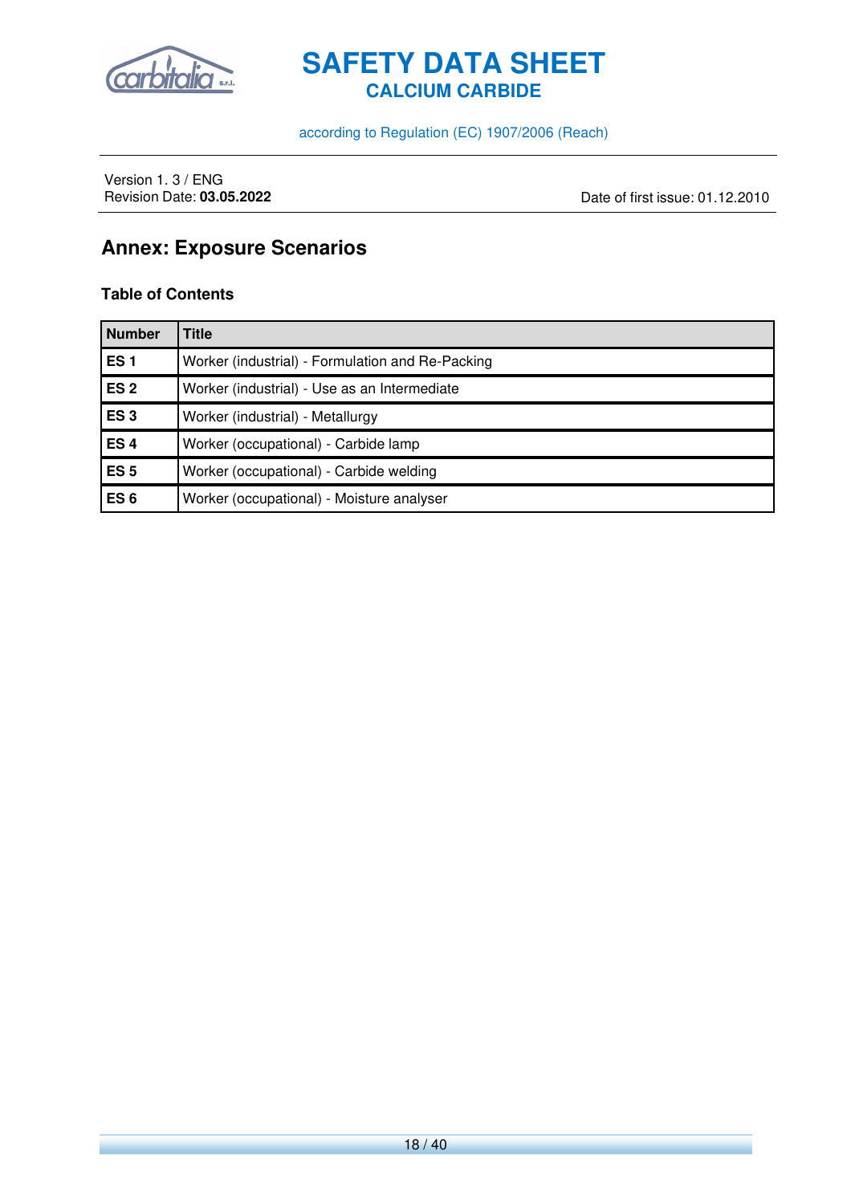## Annex: Exposure Scenarios

### Table of Contents

| Number | Title |
|---|---|
| **ES 1** | Worker (industrial) - Formulation and Re-Packing |
| **ES 2** | Worker (industrial) - Use as an Intermediate |
| **ES 3** | Worker (industrial) - Metallurgy |
| **ES 4** | Worker (occupational) - Carbide lamp |
| **ES 5** | Worker (occupational) - Carbide welding |
| **ES 6** | Worker (occupational) - Moisture analyser |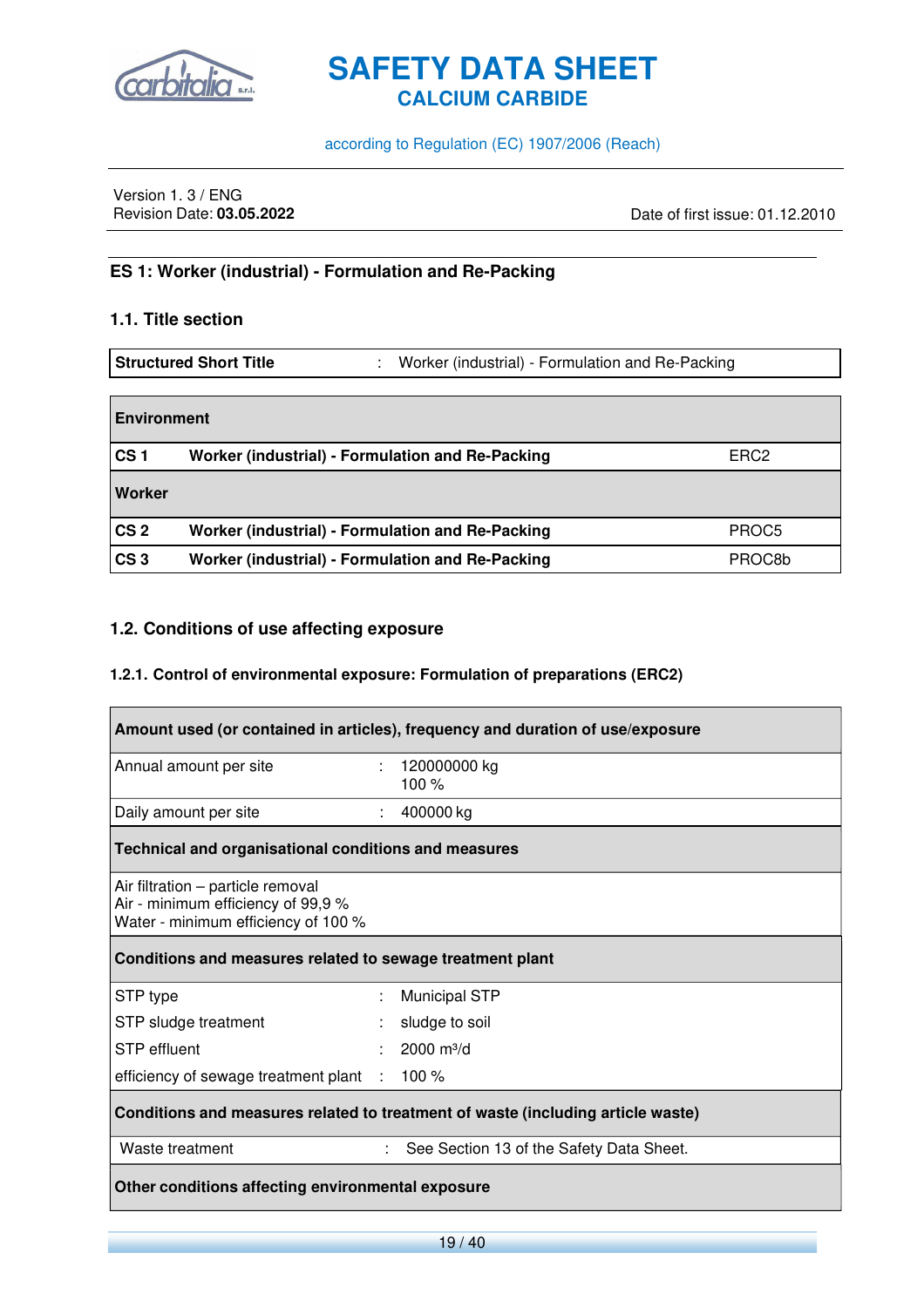## ES 1: Worker (industrial) - Formulation and Re-Packing

### 1.1. Title section

| Structured Short Title | : | Worker (industrial) - Formulation and Re-Packing |
|---|---|---|

| Environment | | |
|---|---|---|
| **CS 1** | **Worker (industrial) - Formulation and Re-Packing** | ERC2 |
| **Worker** | | |
| **CS 2** | **Worker (industrial) - Formulation and Re-Packing** | PROC5 |
| **CS 3** | **Worker (industrial) - Formulation and Re-Packing** | PROC8b |

### 1.2. Conditions of use affecting exposure

#### 1.2.1. Control of environmental exposure: Formulation of preparations (ERC2)

| Amount used (or contained in articles), frequency and duration of use/exposure | | |
|---|---|---|
| Annual amount per site | : | 120000000 kg<br>100 % |
| Daily amount per site | : | 400000 kg |
| **Technical and organisational conditions and measures** | | |
| Air filtration – particle removal<br>Air - minimum efficiency of 99,9 %<br>Water - minimum efficiency of 100 % | | |
| **Conditions and measures related to sewage treatment plant** | | |
| STP type | : | Municipal STP |
| STP sludge treatment | : | sludge to soil |
| STP effluent | : | 2000 m³/d |
| efficiency of sewage treatment plant | : | 100 % |
| **Conditions and measures related to treatment of waste (including article waste)** | | |
| Waste treatment | : | See Section 13 of the Safety Data Sheet. |
| **Other conditions affecting environmental exposure** | | |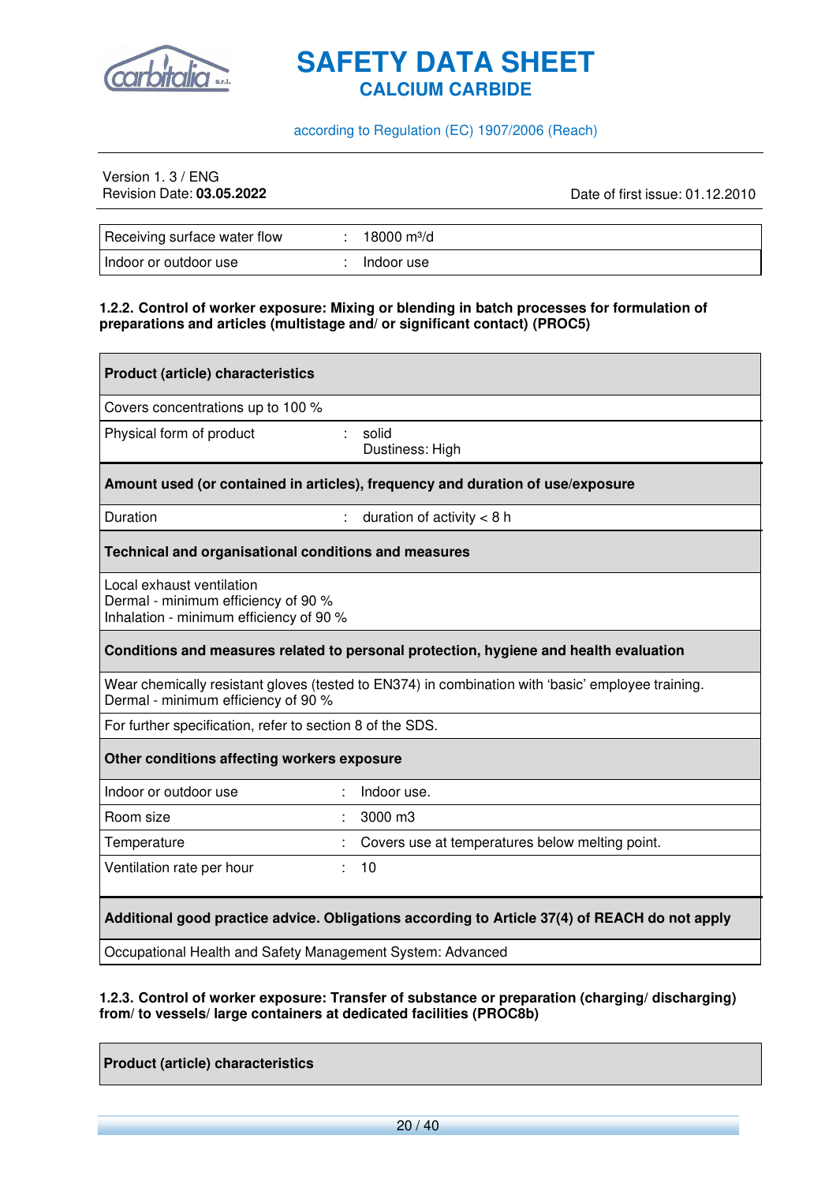| | | |
|---|---|---|
| Receiving surface water flow | : | 18000 m³/d |
| Indoor or outdoor use | : | Indoor use |

**1.2.2. Control of worker exposure: Mixing or blending in batch processes for formulation of preparations and articles (multistage and/ or significant contact) (PROC5)**

| **Product (article) characteristics** | | |
|---|---|---|
| Covers concentrations up to 100 % | | |
| Physical form of product | : | solid<br>Dustiness: High |
| **Amount used (or contained in articles), frequency and duration of use/exposure** | | |
| Duration | : | duration of activity < 8 h |
| **Technical and organisational conditions and measures** | | |
| Local exhaust ventilation<br>Dermal - minimum efficiency of 90 %<br>Inhalation - minimum efficiency of 90 % | | |
| **Conditions and measures related to personal protection, hygiene and health evaluation** | | |
| Wear chemically resistant gloves (tested to EN374) in combination with 'basic' employee training.<br>Dermal - minimum efficiency of 90 % | | |
| For further specification, refer to section 8 of the SDS. | | |
| **Other conditions affecting workers exposure** | | |
| Indoor or outdoor use | : | Indoor use. |
| Room size | : | 3000 m3 |
| Temperature | : | Covers use at temperatures below melting point. |
| Ventilation rate per hour | : | 10 |
| **Additional good practice advice. Obligations according to Article 37(4) of REACH do not apply** | | |
| Occupational Health and Safety Management System: Advanced | | |

**1.2.3. Control of worker exposure: Transfer of substance or preparation (charging/ discharging) from/ to vessels/ large containers at dedicated facilities (PROC8b)**

| **Product (article) characteristics** |
|---|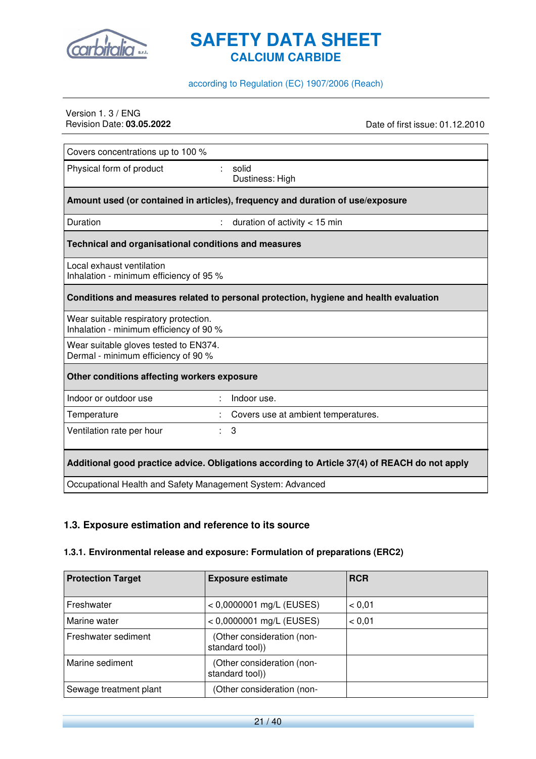| Covers concentrations up to 100 % | |
|---|---|
| Physical form of product | : solid<br>Dustiness: High |
| **Amount used (or contained in articles), frequency and duration of use/exposure** | |
| Duration | : duration of activity < 15 min |
| **Technical and organisational conditions and measures** | |
| Local exhaust ventilation<br>Inhalation - minimum efficiency of 95 % | |
| **Conditions and measures related to personal protection, hygiene and health evaluation** | |
| Wear suitable respiratory protection.<br>Inhalation - minimum efficiency of 90 % | |
| Wear suitable gloves tested to EN374.<br>Dermal - minimum efficiency of 90 % | |
| **Other conditions affecting workers exposure** | |
| Indoor or outdoor use | : Indoor use. |
| Temperature | : Covers use at ambient temperatures. |
| Ventilation rate per hour | : 3 |
| **Additional good practice advice. Obligations according to Article 37(4) of REACH do not apply** | |
| Occupational Health and Safety Management System: Advanced | |

### 1.3. Exposure estimation and reference to its source

#### 1.3.1. Environmental release and exposure: Formulation of preparations (ERC2)

| Protection Target | Exposure estimate | RCR |
|---|---|---|
| Freshwater | < 0,0000001 mg/L (EUSES) | < 0,01 |
| Marine water | < 0,0000001 mg/L (EUSES) | < 0,01 |
| Freshwater sediment | (Other consideration (non-standard tool)) | |
| Marine sediment | (Other consideration (non-standard tool)) | |
| Sewage treatment plant | (Other consideration (non- | |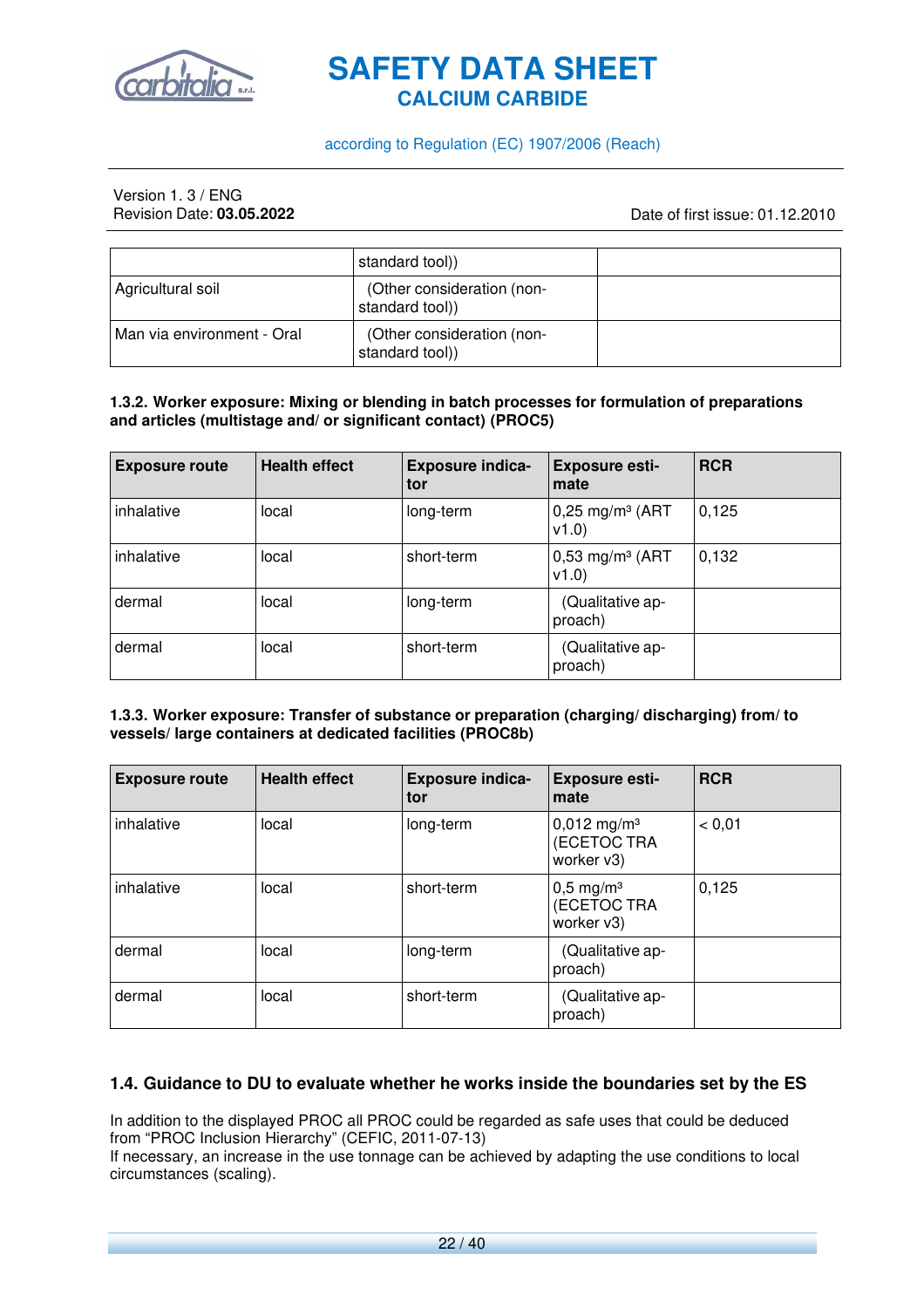|  | standard tool)) |  |
| --- | --- | --- |
| Agricultural soil | (Other consideration (non-standard tool)) |  |
| Man via environment - Oral | (Other consideration (non-standard tool)) |  |

**1.3.2. Worker exposure: Mixing or blending in batch processes for formulation of preparations and articles (multistage and/ or significant contact) (PROC5)**

| Exposure route | Health effect | Exposure indicator | Exposure estimate | RCR |
| --- | --- | --- | --- | --- |
| inhalative | local | long-term | 0,25 mg/m³ (ART v1.0) | 0,125 |
| inhalative | local | short-term | 0,53 mg/m³ (ART v1.0) | 0,132 |
| dermal | local | long-term | (Qualitative approach) |  |
| dermal | local | short-term | (Qualitative approach) |  |

**1.3.3. Worker exposure: Transfer of substance or preparation (charging/ discharging) from/ to vessels/ large containers at dedicated facilities (PROC8b)**

| Exposure route | Health effect | Exposure indicator | Exposure estimate | RCR |
| --- | --- | --- | --- | --- |
| inhalative | local | long-term | 0,012 mg/m³ (ECETOC TRA worker v3) | < 0,01 |
| inhalative | local | short-term | 0,5 mg/m³ (ECETOC TRA worker v3) | 0,125 |
| dermal | local | long-term | (Qualitative approach) |  |
| dermal | local | short-term | (Qualitative approach) |  |

## 1.4. Guidance to DU to evaluate whether he works inside the boundaries set by the ES

In addition to the displayed PROC all PROC could be regarded as safe uses that could be deduced from "PROC Inclusion Hierarchy" (CEFIC, 2011-07-13)
If necessary, an increase in the use tonnage can be achieved by adapting the use conditions to local circumstances (scaling).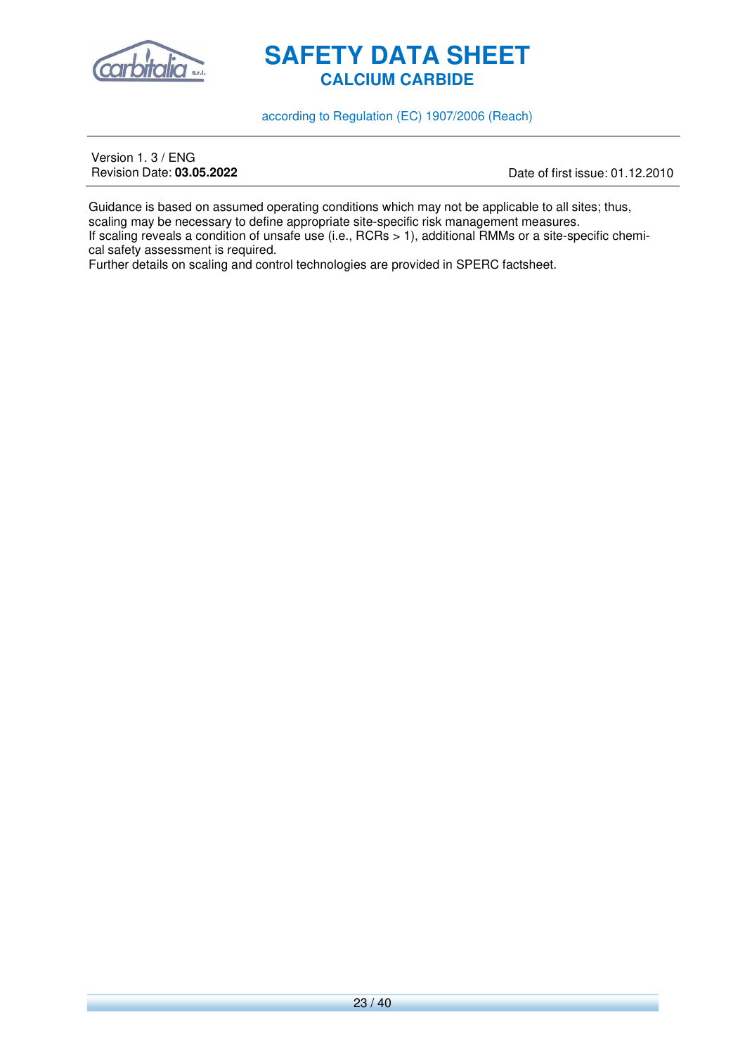Guidance is based on assumed operating conditions which may not be applicable to all sites; thus, scaling may be necessary to define appropriate site-specific risk management measures.
If scaling reveals a condition of unsafe use (i.e., RCRs > 1), additional RMMs or a site-specific chemical safety assessment is required.
Further details on scaling and control technologies are provided in SPERC factsheet.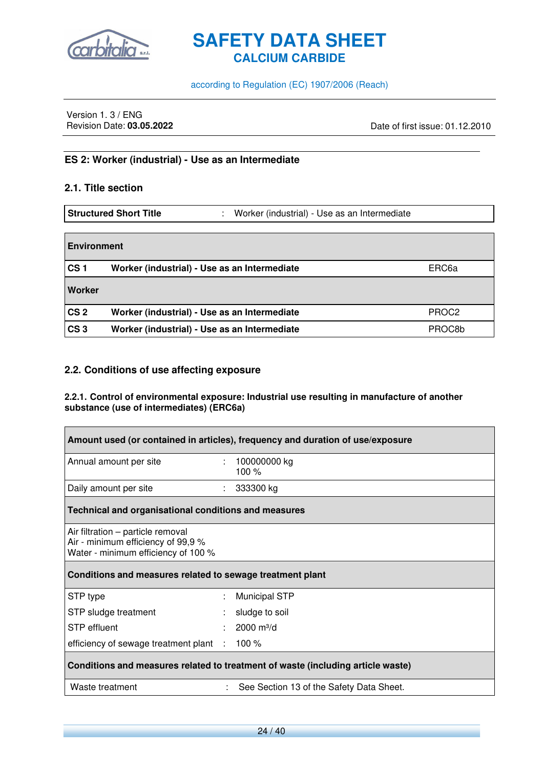## ES 2: Worker (industrial) - Use as an Intermediate

### 2.1. Title section

| Structured Short Title | : | Worker (industrial) - Use as an Intermediate |
|---|---|---|

| **Environment** | | |
|---|---|---|
| **CS 1** | **Worker (industrial) - Use as an Intermediate** | ERC6a |
| **Worker** | | |
| **CS 2** | **Worker (industrial) - Use as an Intermediate** | PROC2 |
| **CS 3** | **Worker (industrial) - Use as an Intermediate** | PROC8b |

### 2.2. Conditions of use affecting exposure

#### 2.2.1. Control of environmental exposure: Industrial use resulting in manufacture of another substance (use of intermediates) (ERC6a)

| **Amount used (or contained in articles), frequency and duration of use/exposure** | | |
|---|---|---|
| Annual amount per site | : | 100000000 kg<br>100 % |
| Daily amount per site | : | 333300 kg |
| **Technical and organisational conditions and measures** | | |
| Air filtration – particle removal<br>Air - minimum efficiency of 99,9 %<br>Water - minimum efficiency of 100 % | | |
| **Conditions and measures related to sewage treatment plant** | | |
| STP type | : | Municipal STP |
| STP sludge treatment | : | sludge to soil |
| STP effluent | : | 2000 $m^3/d$ |
| efficiency of sewage treatment plant | : | 100 % |
| **Conditions and measures related to treatment of waste (including article waste)** | | |
| Waste treatment | : | See Section 13 of the Safety Data Sheet. |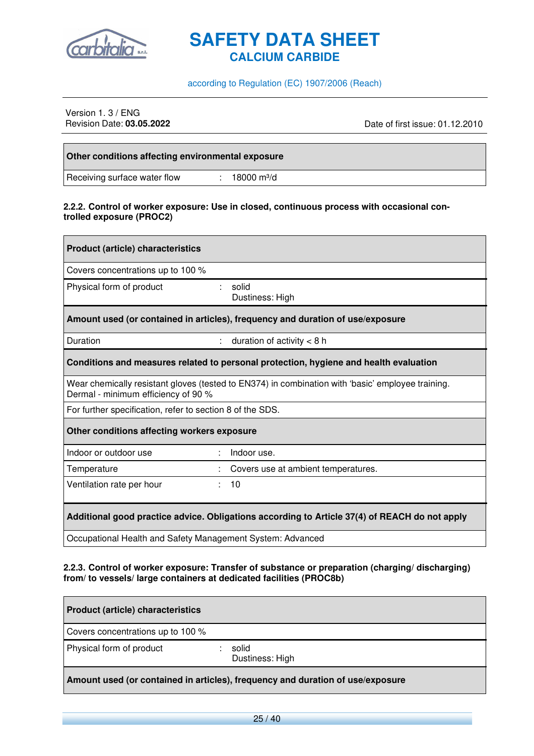| Other conditions affecting environmental exposure | |
|---|---|
| Receiving surface water flow | : 18000 m³/d |

#### 2.2.2. Control of worker exposure: Use in closed, continuous process with occasional controlled exposure (PROC2)

| Product (article) characteristics | |
|---|---|
| Covers concentrations up to 100 % | |
| Physical form of product | : solid<br>Dustiness: High |
| **Amount used (or contained in articles), frequency and duration of use/exposure** | |
| Duration | : duration of activity < 8 h |
| **Conditions and measures related to personal protection, hygiene and health evaluation** | |
| Wear chemically resistant gloves (tested to EN374) in combination with 'basic' employee training. Dermal - minimum efficiency of 90 % | |
| For further specification, refer to section 8 of the SDS. | |
| **Other conditions affecting workers exposure** | |
| Indoor or outdoor use | : Indoor use. |
| Temperature | : Covers use at ambient temperatures. |
| Ventilation rate per hour | : 10 |
| **Additional good practice advice. Obligations according to Article 37(4) of REACH do not apply** | |
| Occupational Health and Safety Management System: Advanced | |

#### 2.2.3. Control of worker exposure: Transfer of substance or preparation (charging/ discharging) from/ to vessels/ large containers at dedicated facilities (PROC8b)

| Product (article) characteristics | |
|---|---|
| Covers concentrations up to 100 % | |
| Physical form of product | : solid<br>Dustiness: High |
| **Amount used (or contained in articles), frequency and duration of use/exposure** | |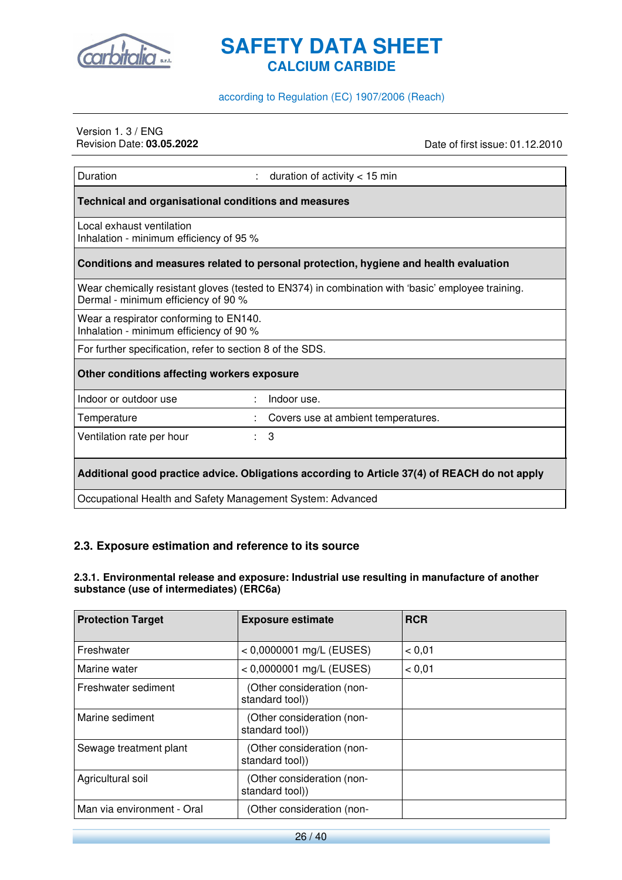| Duration | : | duration of activity < 15 min |
|---|---|---|
| **Technical and organisational conditions and measures** | | |
| Local exhaust ventilation<br>Inhalation - minimum efficiency of 95 % | | |
| **Conditions and measures related to personal protection, hygiene and health evaluation** | | |
| Wear chemically resistant gloves (tested to EN374) in combination with 'basic' employee training.<br>Dermal - minimum efficiency of 90 % | | |
| Wear a respirator conforming to EN140.<br>Inhalation - minimum efficiency of 90 % | | |
| For further specification, refer to section 8 of the SDS. | | |
| **Other conditions affecting workers exposure** | | |
| Indoor or outdoor use | : | Indoor use. |
| Temperature | : | Covers use at ambient temperatures. |
| Ventilation rate per hour | : | 3 |
| **Additional good practice advice. Obligations according to Article 37(4) of REACH do not apply** | | |
| Occupational Health and Safety Management System: Advanced | | |

### 2.3. Exposure estimation and reference to its source

#### 2.3.1. Environmental release and exposure: Industrial use resulting in manufacture of another substance (use of intermediates) (ERC6a)

| Protection Target | Exposure estimate | RCR |
|---|---|---|
| Freshwater | < 0,0000001 mg/L (EUSES) | < 0,01 |
| Marine water | < 0,0000001 mg/L (EUSES) | < 0,01 |
| Freshwater sediment | (Other consideration (non-standard tool)) | |
| Marine sediment | (Other consideration (non-standard tool)) | |
| Sewage treatment plant | (Other consideration (non-standard tool)) | |
| Agricultural soil | (Other consideration (non-standard tool)) | |
| Man via environment - Oral | (Other consideration (non- | |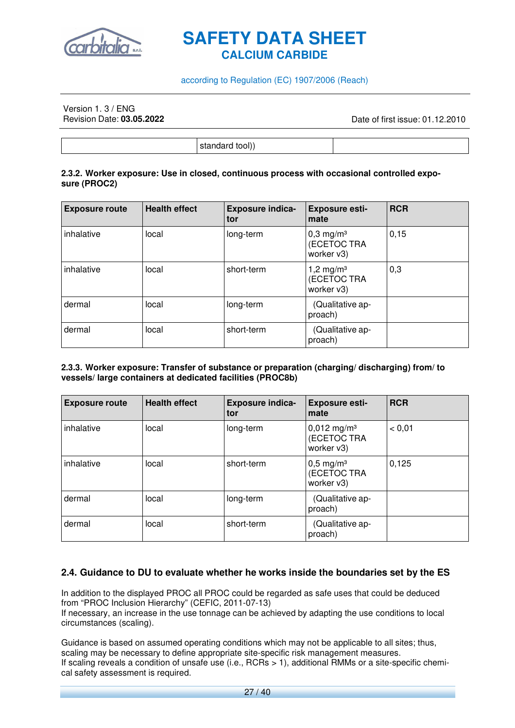|  | standard tool)) |  |
|---|---|---|

**2.3.2. Worker exposure: Use in closed, continuous process with occasional controlled exposure (PROC2)**

| Exposure route | Health effect | Exposure indicator | Exposure estimate | RCR |
|---|---|---|---|---|
| inhalative | local | long-term | 0,3 mg/m³ (ECETOC TRA worker v3) | 0,15 |
| inhalative | local | short-term | 1,2 mg/m³ (ECETOC TRA worker v3) | 0,3 |
| dermal | local | long-term | (Qualitative approach) |  |
| dermal | local | short-term | (Qualitative approach) |  |

**2.3.3. Worker exposure: Transfer of substance or preparation (charging/ discharging) from/ to vessels/ large containers at dedicated facilities (PROC8b)**

| Exposure route | Health effect | Exposure indicator | Exposure estimate | RCR |
|---|---|---|---|---|
| inhalative | local | long-term | 0,012 mg/m³ (ECETOC TRA worker v3) | < 0,01 |
| inhalative | local | short-term | 0,5 mg/m³ (ECETOC TRA worker v3) | 0,125 |
| dermal | local | long-term | (Qualitative approach) |  |
| dermal | local | short-term | (Qualitative approach) |  |

## 2.4. Guidance to DU to evaluate whether he works inside the boundaries set by the ES

In addition to the displayed PROC all PROC could be regarded as safe uses that could be deduced from “PROC Inclusion Hierarchy” (CEFIC, 2011-07-13)
If necessary, an increase in the use tonnage can be achieved by adapting the use conditions to local circumstances (scaling).

Guidance is based on assumed operating conditions which may not be applicable to all sites; thus, scaling may be necessary to define appropriate site-specific risk management measures.
If scaling reveals a condition of unsafe use (i.e., RCRs > 1), additional RMMs or a site-specific chemical safety assessment is required.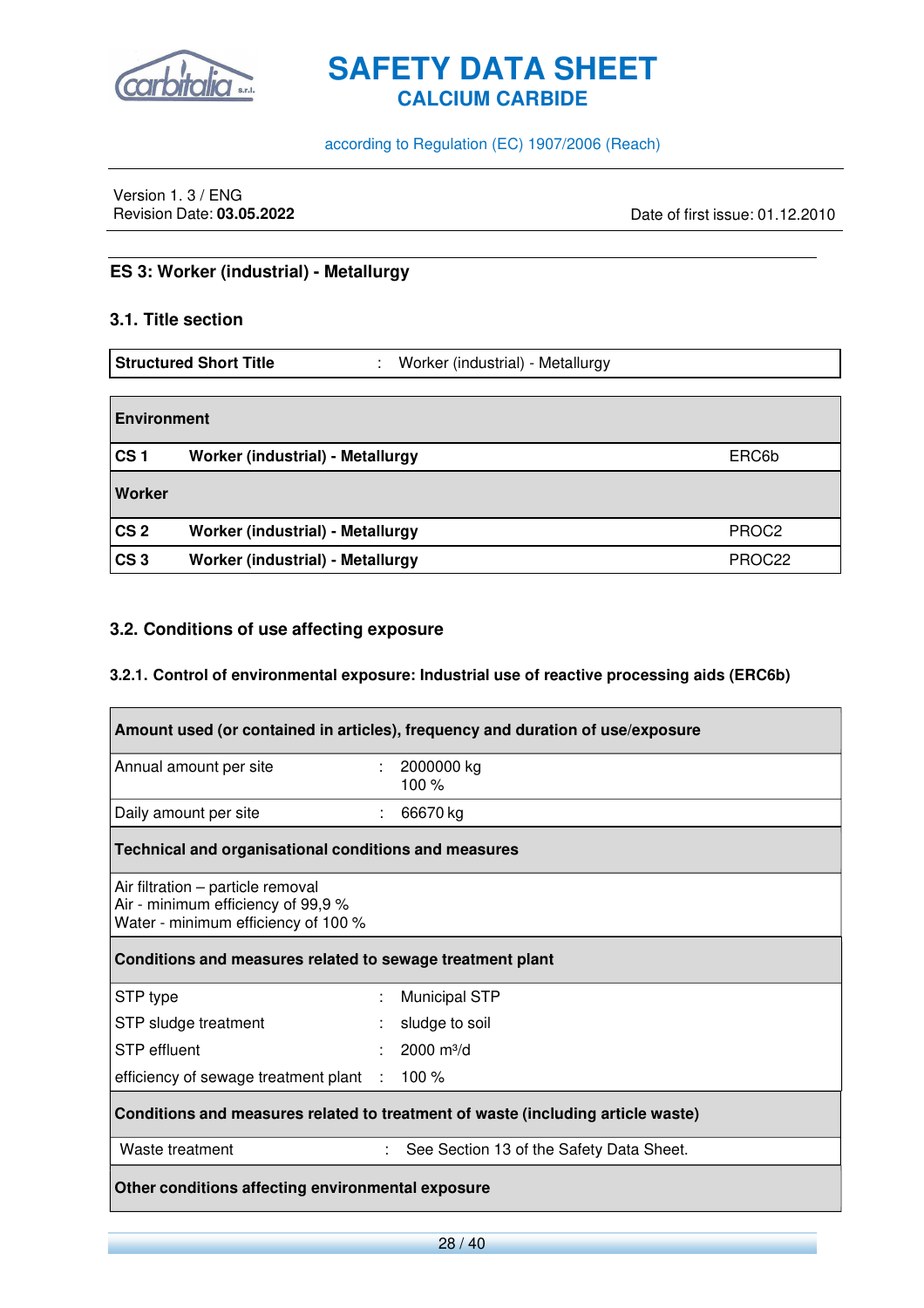## ES 3: Worker (industrial) - Metallurgy

### 3.1. Title section

| Structured Short Title | : | Worker (industrial) - Metallurgy |
|---|---|---|

| **Environment** | | |
|---|---|---|
| **CS 1** | **Worker (industrial) - Metallurgy** | ERC6b |
| **Worker** | | |
| **CS 2** | **Worker (industrial) - Metallurgy** | PROC2 |
| **CS 3** | **Worker (industrial) - Metallurgy** | PROC22 |

### 3.2. Conditions of use affecting exposure

#### 3.2.1. Control of environmental exposure: Industrial use of reactive processing aids (ERC6b)

| **Amount used (or contained in articles), frequency and duration of use/exposure** | | |
|---|---|---|
| Annual amount per site | : | 2000000 kg<br>100 % |
| Daily amount per site | : | 66670 kg |
| **Technical and organisational conditions and measures** | | |
| Air filtration – particle removal<br>Air - minimum efficiency of 99,9 %<br>Water - minimum efficiency of 100 % | | |
| **Conditions and measures related to sewage treatment plant** | | |
| STP type | : | Municipal STP |
| STP sludge treatment | : | sludge to soil |
| STP effluent | : | 2000 m³/d |
| efficiency of sewage treatment plant | : | 100 % |
| **Conditions and measures related to treatment of waste (including article waste)** | | |
| Waste treatment | : | See Section 13 of the Safety Data Sheet. |
| **Other conditions affecting environmental exposure** | | |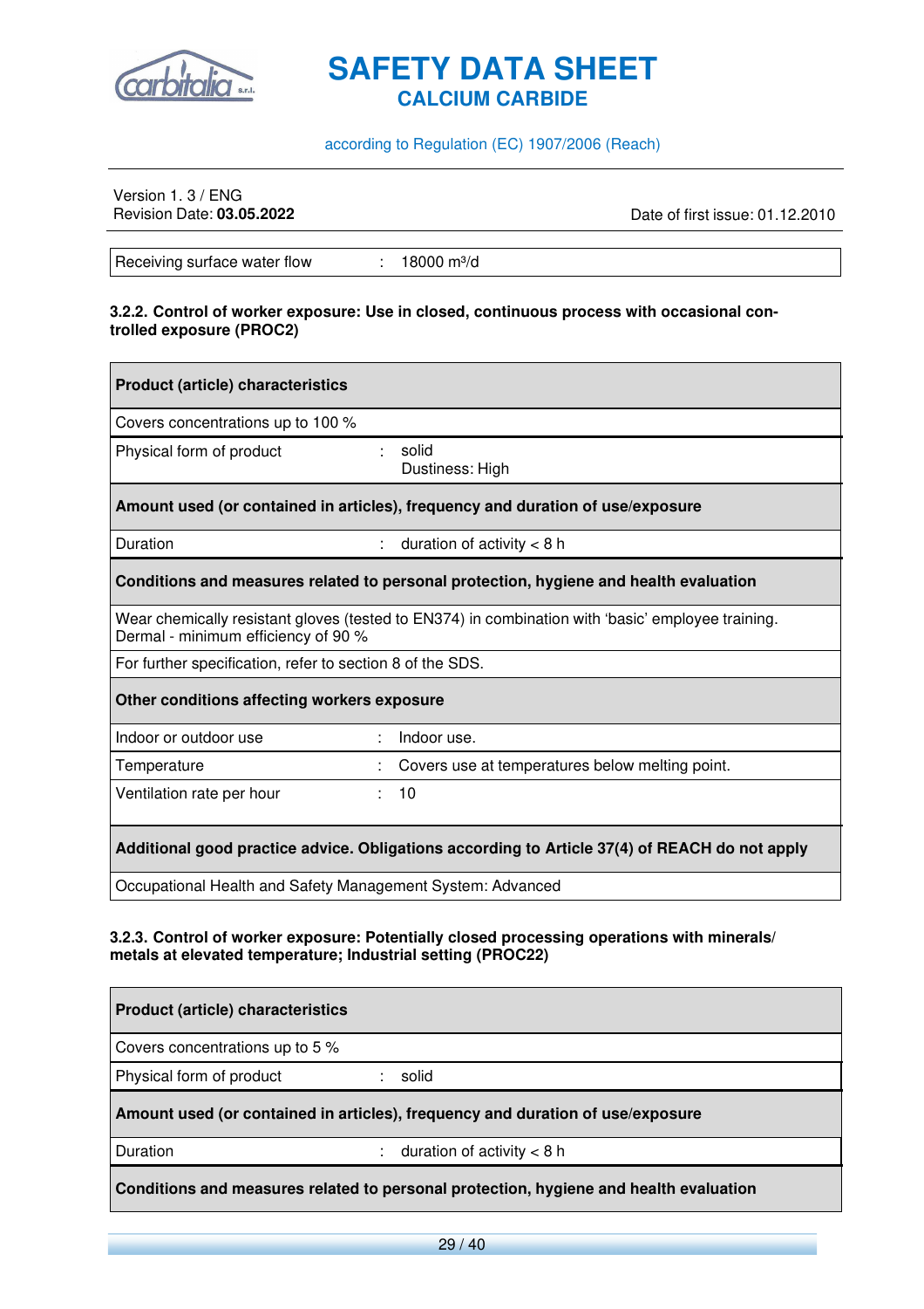| Receiving surface water flow | : | 18000 m³/d |
|---|---|---|

#### 3.2.2. Control of worker exposure: Use in closed, continuous process with occasional controlled exposure (PROC2)

| **Product (article) characteristics** | | |
|---|---|---|
| Covers concentrations up to 100 % | | |
| Physical form of product | : | solid<br>Dustiness: High |
| **Amount used (or contained in articles), frequency and duration of use/exposure** | | |
| Duration | : | duration of activity < 8 h |
| **Conditions and measures related to personal protection, hygiene and health evaluation** | | |
| Wear chemically resistant gloves (tested to EN374) in combination with 'basic' employee training. Dermal - minimum efficiency of 90 % | | |
| For further specification, refer to section 8 of the SDS. | | |
| **Other conditions affecting workers exposure** | | |
| Indoor or outdoor use | : | Indoor use. |
| Temperature | : | Covers use at temperatures below melting point. |
| Ventilation rate per hour | : | 10 |
| **Additional good practice advice. Obligations according to Article 37(4) of REACH do not apply** | | |
| Occupational Health and Safety Management System: Advanced | | |

#### 3.2.3. Control of worker exposure: Potentially closed processing operations with minerals/ metals at elevated temperature; Industrial setting (PROC22)

| **Product (article) characteristics** | | |
|---|---|---|
| Covers concentrations up to 5 % | | |
| Physical form of product | : | solid |
| **Amount used (or contained in articles), frequency and duration of use/exposure** | | |
| Duration | : | duration of activity < 8 h |
| **Conditions and measures related to personal protection, hygiene and health evaluation** | | |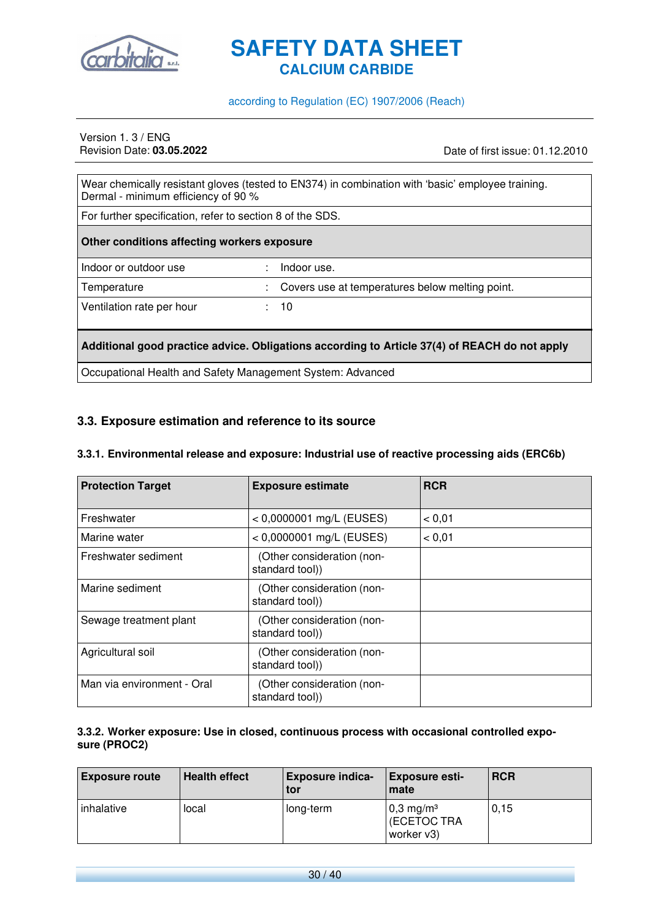| Wear chemically resistant gloves (tested to EN374) in combination with 'basic' employee training. Dermal - minimum efficiency of 90 % | |
|---|---|
| For further specification, refer to section 8 of the SDS. | |
| **Other conditions affecting workers exposure** | |
| Indoor or outdoor use | : Indoor use. |
| Temperature | : Covers use at temperatures below melting point. |
| Ventilation rate per hour | : 10 |
| **Additional good practice advice. Obligations according to Article 37(4) of REACH do not apply** | |
| Occupational Health and Safety Management System: Advanced | |

### 3.3. Exposure estimation and reference to its source

#### 3.3.1. Environmental release and exposure: Industrial use of reactive processing aids (ERC6b)

| Protection Target | Exposure estimate | RCR |
|---|---|---|
| Freshwater | < 0,0000001 mg/L (EUSES) | < 0,01 |
| Marine water | < 0,0000001 mg/L (EUSES) | < 0,01 |
| Freshwater sediment | (Other consideration (non-standard tool)) | |
| Marine sediment | (Other consideration (non-standard tool)) | |
| Sewage treatment plant | (Other consideration (non-standard tool)) | |
| Agricultural soil | (Other consideration (non-standard tool)) | |
| Man via environment - Oral | (Other consideration (non-standard tool)) | |

#### 3.3.2. Worker exposure: Use in closed, continuous process with occasional controlled exposure (PROC2)

| Exposure route | Health effect | Exposure indicator | Exposure estimate | RCR |
|---|---|---|---|---|
| inhalative | local | long-term | 0,3 mg/m³ (ECETOC TRA worker v3) | 0,15 |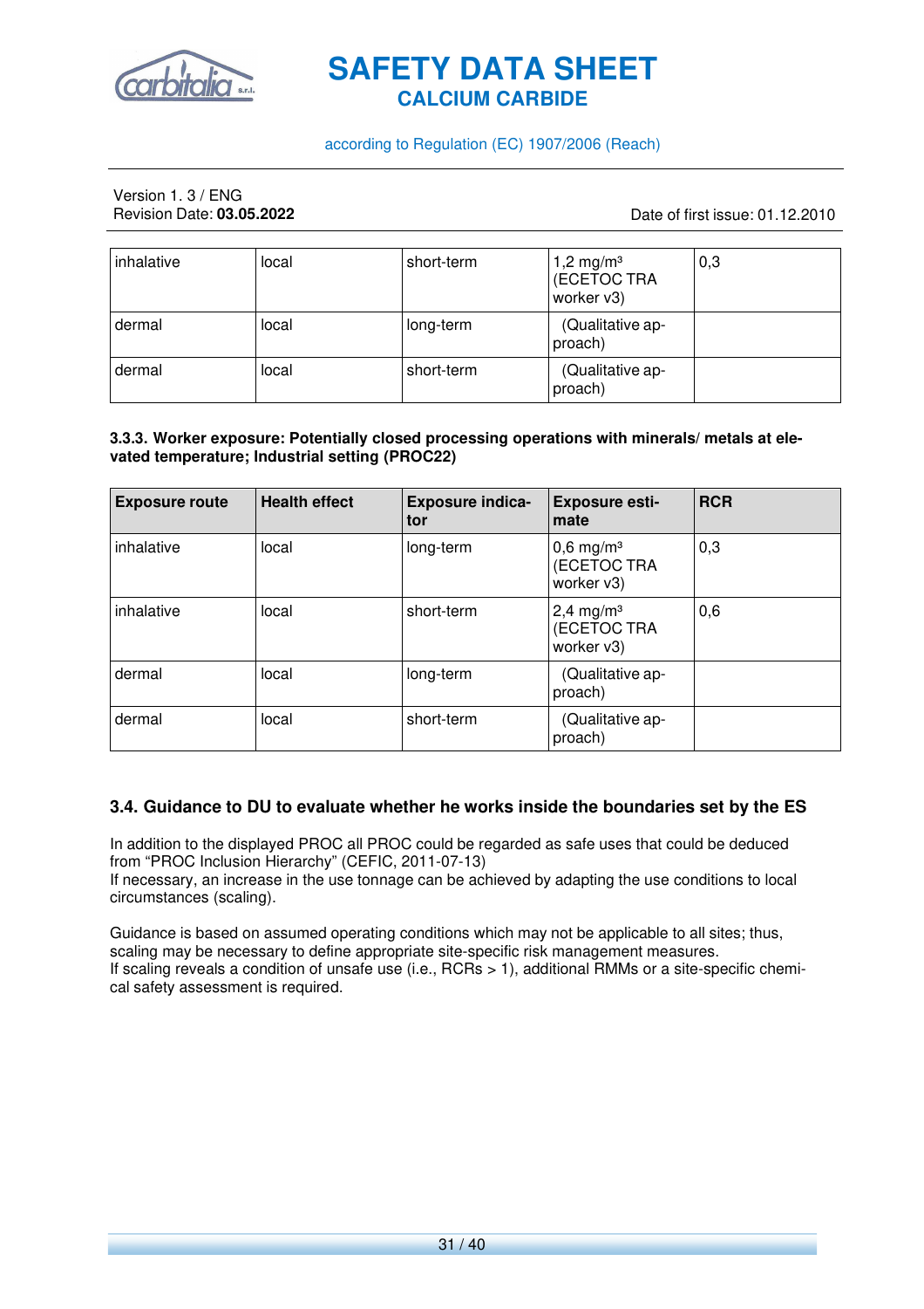| | | | | |
|---|---|---|---|---|
| inhalative | local | short-term | 1,2 mg/m³ (ECETOC TRA worker v3) | 0,3 |
| dermal | local | long-term | (Qualitative approach) | |
| dermal | local | short-term | (Qualitative approach) | |

#### 3.3.3. Worker exposure: Potentially closed processing operations with minerals/ metals at elevated temperature; Industrial setting (PROC22)

| Exposure route | Health effect | Exposure indicator | Exposure estimate | RCR |
|---|---|---|---|---|
| inhalative | local | long-term | 0,6 mg/m³ (ECETOC TRA worker v3) | 0,3 |
| inhalative | local | short-term | 2,4 mg/m³ (ECETOC TRA worker v3) | 0,6 |
| dermal | local | long-term | (Qualitative approach) | |
| dermal | local | short-term | (Qualitative approach) | |

### 3.4. Guidance to DU to evaluate whether he works inside the boundaries set by the ES

In addition to the displayed PROC all PROC could be regarded as safe uses that could be deduced from “PROC Inclusion Hierarchy” (CEFIC, 2011-07-13)
If necessary, an increase in the use tonnage can be achieved by adapting the use conditions to local circumstances (scaling).

Guidance is based on assumed operating conditions which may not be applicable to all sites; thus, scaling may be necessary to define appropriate site-specific risk management measures.
If scaling reveals a condition of unsafe use (i.e., RCRs > 1), additional RMMs or a site-specific chemical safety assessment is required.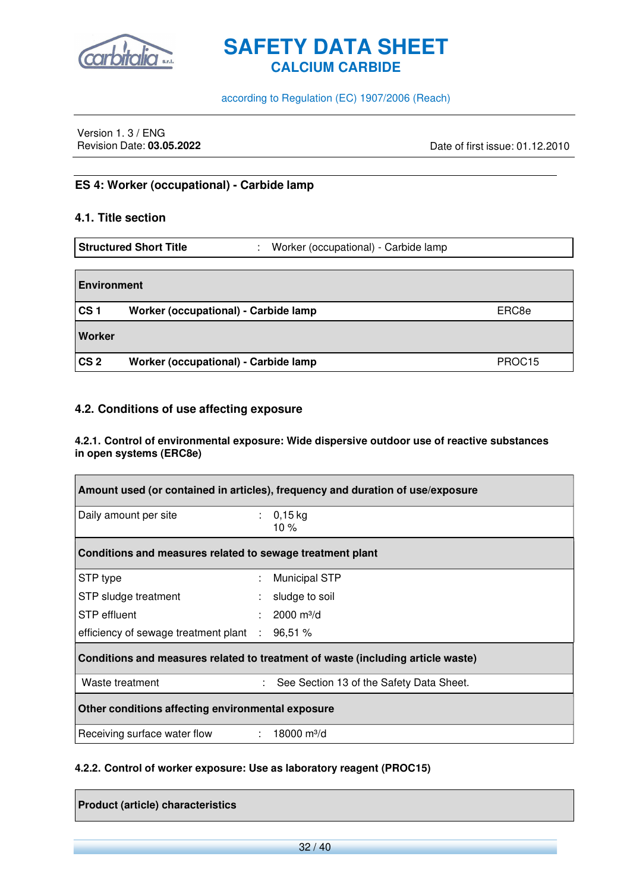## ES 4: Worker (occupational) - Carbide lamp

### 4.1. Title section

| Structured Short Title | : | Worker (occupational) - Carbide lamp |
|---|---|---|

| **Environment** | | |
|---|---|---|
| **CS 1** | **Worker (occupational) - Carbide lamp** | ERC8e |
| **Worker** | | |
| **CS 2** | **Worker (occupational) - Carbide lamp** | PROC15 |

### 4.2. Conditions of use affecting exposure

#### 4.2.1. Control of environmental exposure: Wide dispersive outdoor use of reactive substances in open systems (ERC8e)

| **Amount used (or contained in articles), frequency and duration of use/exposure** | | |
|---|---|---|
| Daily amount per site | : | 0,15 kg<br>10 % |
| **Conditions and measures related to sewage treatment plant** | | |
| STP type | : | Municipal STP |
| STP sludge treatment | : | sludge to soil |
| STP effluent | : | 2000 m³/d |
| efficiency of sewage treatment plant | : | 96,51 % |
| **Conditions and measures related to treatment of waste (including article waste)** | | |
| Waste treatment | : | See Section 13 of the Safety Data Sheet. |
| **Other conditions affecting environmental exposure** | | |
| Receiving surface water flow | : | 18000 m³/d |

#### 4.2.2. Control of worker exposure: Use as laboratory reagent (PROC15)

| **Product (article) characteristics** |
|---|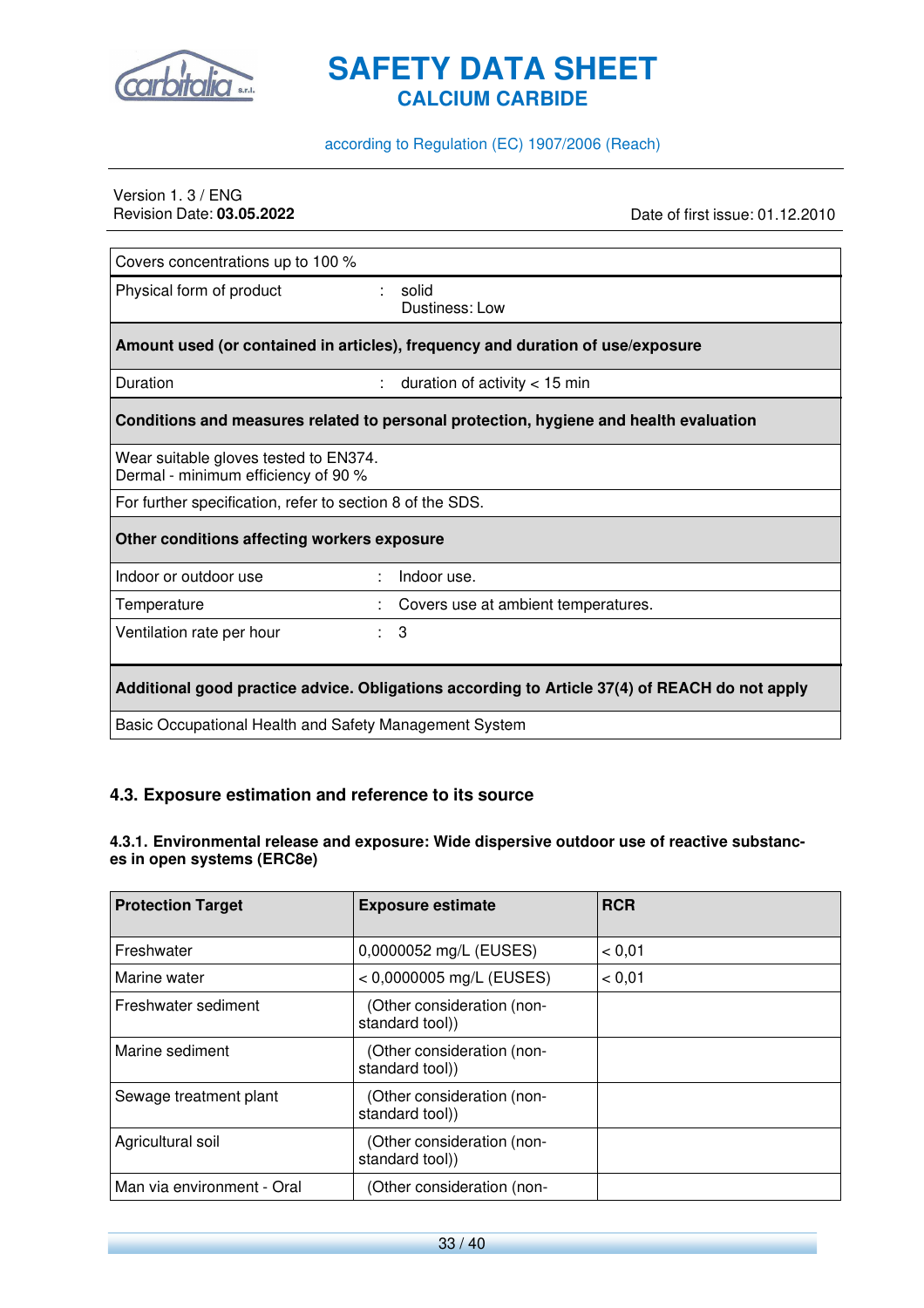| Covers concentrations up to 100 % | | |
|---|---|---|
| Physical form of product | : | solid<br>Dustiness: Low |
| **Amount used (or contained in articles), frequency and duration of use/exposure** | | |
| Duration | : | duration of activity < 15 min |
| **Conditions and measures related to personal protection, hygiene and health evaluation** | | |
| Wear suitable gloves tested to EN374.<br>Dermal - minimum efficiency of 90 % | | |
| For further specification, refer to section 8 of the SDS. | | |
| **Other conditions affecting workers exposure** | | |
| Indoor or outdoor use | : | Indoor use. |
| Temperature | : | Covers use at ambient temperatures. |
| Ventilation rate per hour | : | 3 |
| **Additional good practice advice. Obligations according to Article 37(4) of REACH do not apply** | | |
| Basic Occupational Health and Safety Management System | | |

### 4.3. Exposure estimation and reference to its source

#### 4.3.1. Environmental release and exposure: Wide dispersive outdoor use of reactive substances in open systems (ERC8e)

| Protection Target | Exposure estimate | RCR |
|---|---|---|
| Freshwater | 0,0000052 mg/L (EUSES) | < 0,01 |
| Marine water | < 0,0000005 mg/L (EUSES) | < 0,01 |
| Freshwater sediment | (Other consideration (non-standard tool)) | |
| Marine sediment | (Other consideration (non-standard tool)) | |
| Sewage treatment plant | (Other consideration (non-standard tool)) | |
| Agricultural soil | (Other consideration (non-standard tool)) | |
| Man via environment - Oral | (Other consideration (non- | |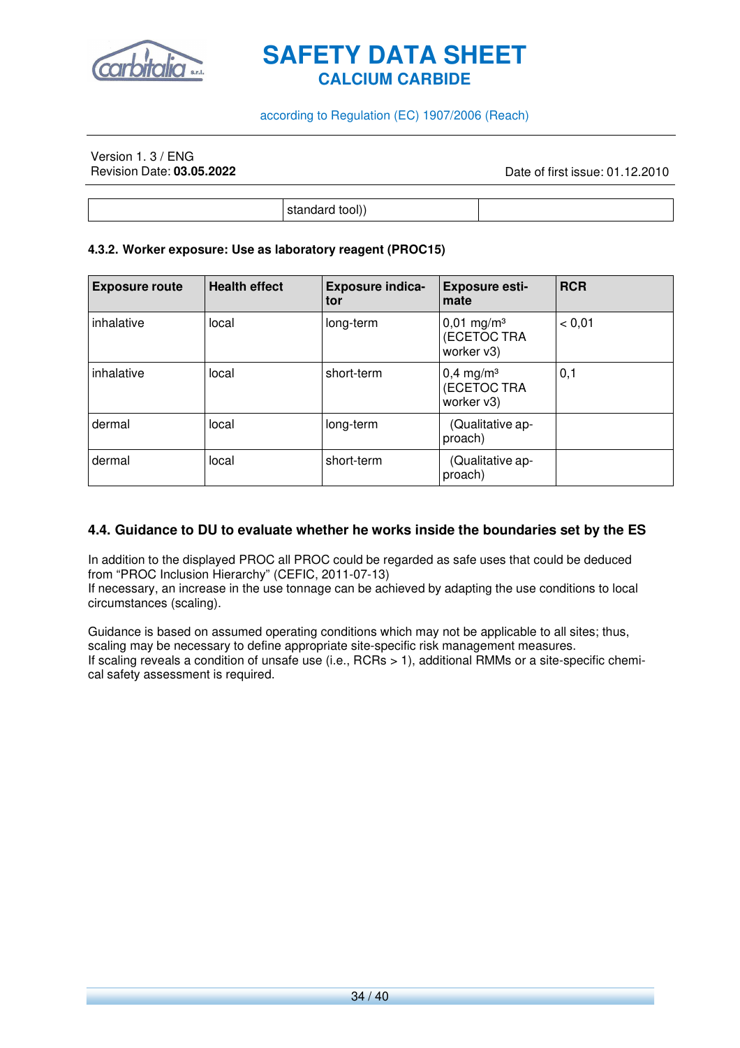|  | standard tool)) |  |
|---|---|---|

#### 4.3.2. Worker exposure: Use as laboratory reagent (PROC15)

| Exposure route | Health effect | Exposure indicator | Exposure estimate | RCR |
|---|---|---|---|---|
| inhalative | local | long-term | 0,01 mg/m³ (ECETOC TRA worker v3) | < 0,01 |
| inhalative | local | short-term | 0,4 mg/m³ (ECETOC TRA worker v3) | 0,1 |
| dermal | local | long-term | (Qualitative approach) |  |
| dermal | local | short-term | (Qualitative approach) |  |

### 4.4. Guidance to DU to evaluate whether he works inside the boundaries set by the ES

In addition to the displayed PROC all PROC could be regarded as safe uses that could be deduced from "PROC Inclusion Hierarchy" (CEFIC, 2011-07-13)
If necessary, an increase in the use tonnage can be achieved by adapting the use conditions to local circumstances (scaling).

Guidance is based on assumed operating conditions which may not be applicable to all sites; thus, scaling may be necessary to define appropriate site-specific risk management measures.
If scaling reveals a condition of unsafe use (i.e., RCRs > 1), additional RMMs or a site-specific chemical safety assessment is required.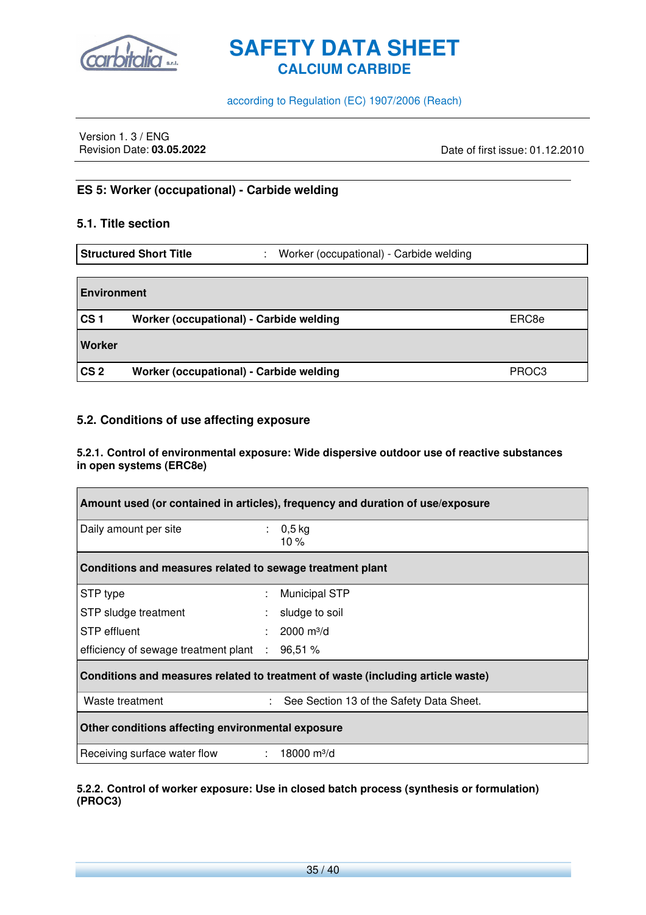## ES 5: Worker (occupational) - Carbide welding

### 5.1. Title section

| Structured Short Title | : | Worker (occupational) - Carbide welding |
|---|---|---|

| **Environment** | | |
|---|---|---|
| **CS 1** | **Worker (occupational) - Carbide welding** | ERC8e |
| **Worker** | | |
| **CS 2** | **Worker (occupational) - Carbide welding** | PROC3 |

### 5.2. Conditions of use affecting exposure

#### 5.2.1. Control of environmental exposure: Wide dispersive outdoor use of reactive substances in open systems (ERC8e)

| **Amount used (or contained in articles), frequency and duration of use/exposure** | | |
|---|---|---|
| Daily amount per site | : | 0,5 kg<br>10 % |
| **Conditions and measures related to sewage treatment plant** | | |
| STP type | : | Municipal STP |
| STP sludge treatment | : | sludge to soil |
| STP effluent | : | 2000 $m^3$/d |
| efficiency of sewage treatment plant | : | 96,51 % |
| **Conditions and measures related to treatment of waste (including article waste)** | | |
| Waste treatment | : | See Section 13 of the Safety Data Sheet. |
| **Other conditions affecting environmental exposure** | | |
| Receiving surface water flow | : | 18000 $m^3$/d |

#### 5.2.2. Control of worker exposure: Use in closed batch process (synthesis or formulation) (PROC3)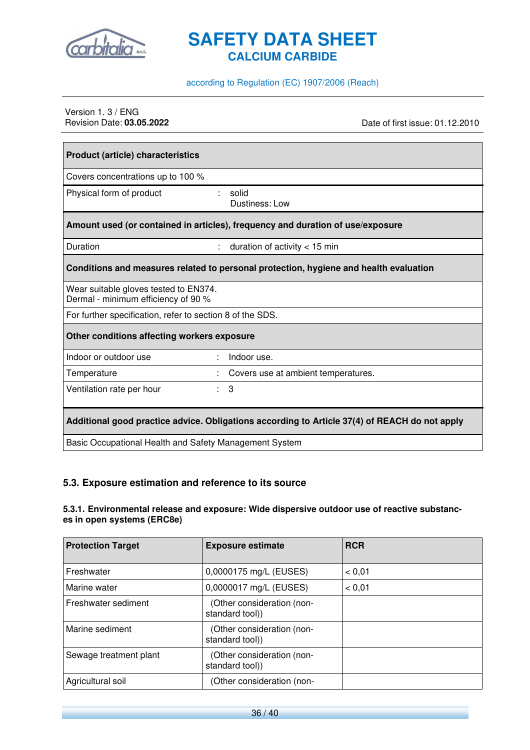| Product (article) characteristics | | |
|---|---|---|
| Covers concentrations up to 100 % | | |
| Physical form of product | : | solid<br>Dustiness: Low |
| **Amount used (or contained in articles), frequency and duration of use/exposure** | | |
| Duration | : | duration of activity < 15 min |
| **Conditions and measures related to personal protection, hygiene and health evaluation** | | |
| Wear suitable gloves tested to EN374.<br>Dermal - minimum efficiency of 90 % | | |
| For further specification, refer to section 8 of the SDS. | | |
| **Other conditions affecting workers exposure** | | |
| Indoor or outdoor use | : | Indoor use. |
| Temperature | : | Covers use at ambient temperatures. |
| Ventilation rate per hour | : | 3 |
| **Additional good practice advice. Obligations according to Article 37(4) of REACH do not apply** | | |
| Basic Occupational Health and Safety Management System | | |

### 5.3. Exposure estimation and reference to its source

#### 5.3.1. Environmental release and exposure: Wide dispersive outdoor use of reactive substances in open systems (ERC8e)

| Protection Target | Exposure estimate | RCR |
|---|---|---|
| Freshwater | 0,0000175 mg/L (EUSES) | < 0,01 |
| Marine water | 0,0000017 mg/L (EUSES) | < 0,01 |
| Freshwater sediment | (Other consideration (non-standard tool)) | |
| Marine sediment | (Other consideration (non-standard tool)) | |
| Sewage treatment plant | (Other consideration (non-standard tool)) | |
| Agricultural soil | (Other consideration (non- | |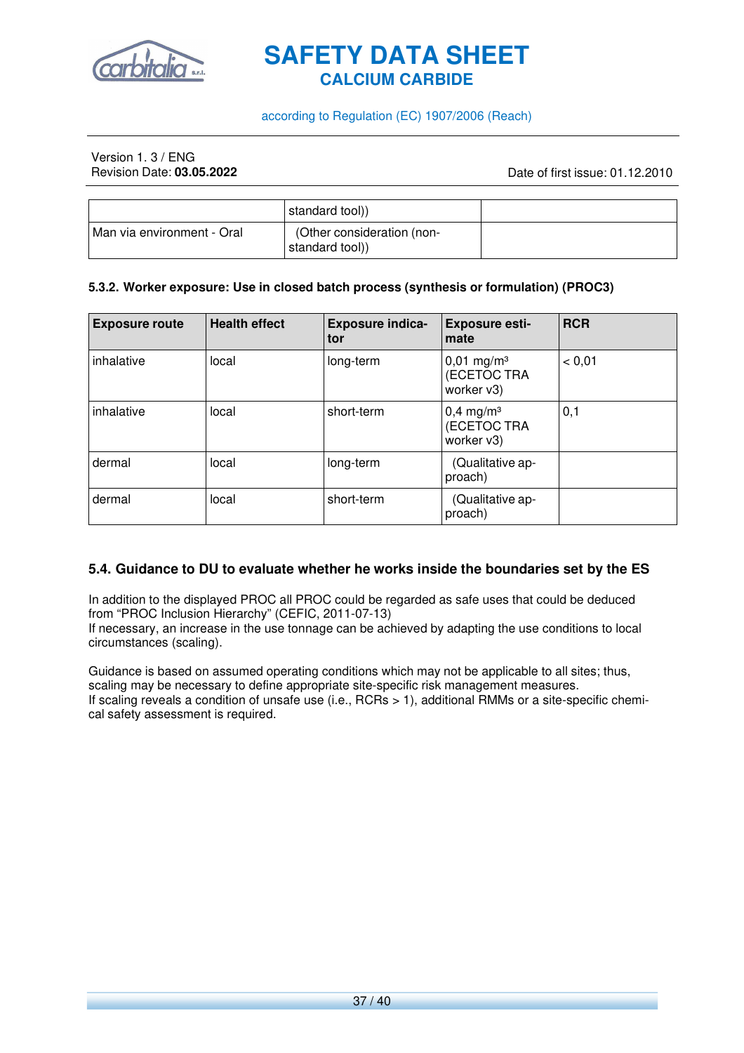| | standard tool)) | |
|---|---|---|
| Man via environment - Oral | (Other consideration (non-standard tool)) | |

#### 5.3.2. Worker exposure: Use in closed batch process (synthesis or formulation) (PROC3)

| Exposure route | Health effect | Exposure indicator | Exposure estimate | RCR |
|---|---|---|---|---|
| inhalative | local | long-term | 0,01 mg/m³ (ECETOC TRA worker v3) | < 0,01 |
| inhalative | local | short-term | 0,4 mg/m³ (ECETOC TRA worker v3) | 0,1 |
| dermal | local | long-term | (Qualitative approach) | |
| dermal | local | short-term | (Qualitative approach) | |

### 5.4. Guidance to DU to evaluate whether he works inside the boundaries set by the ES

In addition to the displayed PROC all PROC could be regarded as safe uses that could be deduced from “PROC Inclusion Hierarchy” (CEFIC, 2011-07-13)
If necessary, an increase in the use tonnage can be achieved by adapting the use conditions to local circumstances (scaling).

Guidance is based on assumed operating conditions which may not be applicable to all sites; thus, scaling may be necessary to define appropriate site-specific risk management measures.
If scaling reveals a condition of unsafe use (i.e., RCRs > 1), additional RMMs or a site-specific chemical safety assessment is required.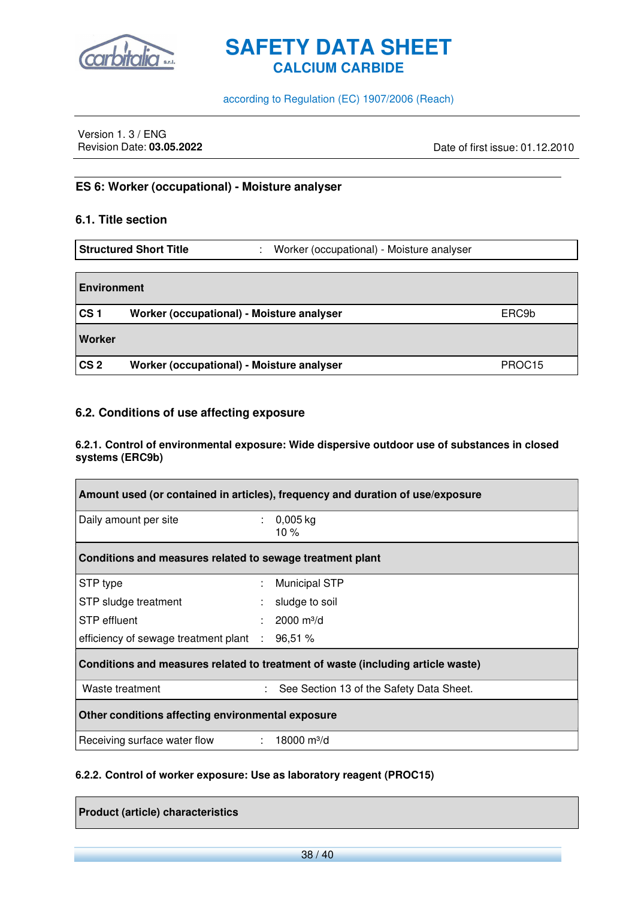## ES 6: Worker (occupational) - Moisture analyser

### 6.1. Title section

| Structured Short Title | : | Worker (occupational) - Moisture analyser |
|---|---|---|

| Environment | | |
|---|---|---|
| CS 1 | Worker (occupational) - Moisture analyser | ERC9b |
| **Worker** | | |
| CS 2 | Worker (occupational) - Moisture analyser | PROC15 |

### 6.2. Conditions of use affecting exposure

#### 6.2.1. Control of environmental exposure: Wide dispersive outdoor use of substances in closed systems (ERC9b)

| Amount used (or contained in articles), frequency and duration of use/exposure | | |
|---|---|---|
| Daily amount per site | : | 0,005 kg<br>10 % |
| **Conditions and measures related to sewage treatment plant** | | |
| STP type | : | Municipal STP |
| STP sludge treatment | : | sludge to soil |
| STP effluent | : | 2000 m³/d |
| efficiency of sewage treatment plant | : | 96,51 % |
| **Conditions and measures related to treatment of waste (including article waste)** | | |
| Waste treatment | : | See Section 13 of the Safety Data Sheet. |
| **Other conditions affecting environmental exposure** | | |
| Receiving surface water flow | : | 18000 m³/d |

#### 6.2.2. Control of worker exposure: Use as laboratory reagent (PROC15)

| Product (article) characteristics |
|---|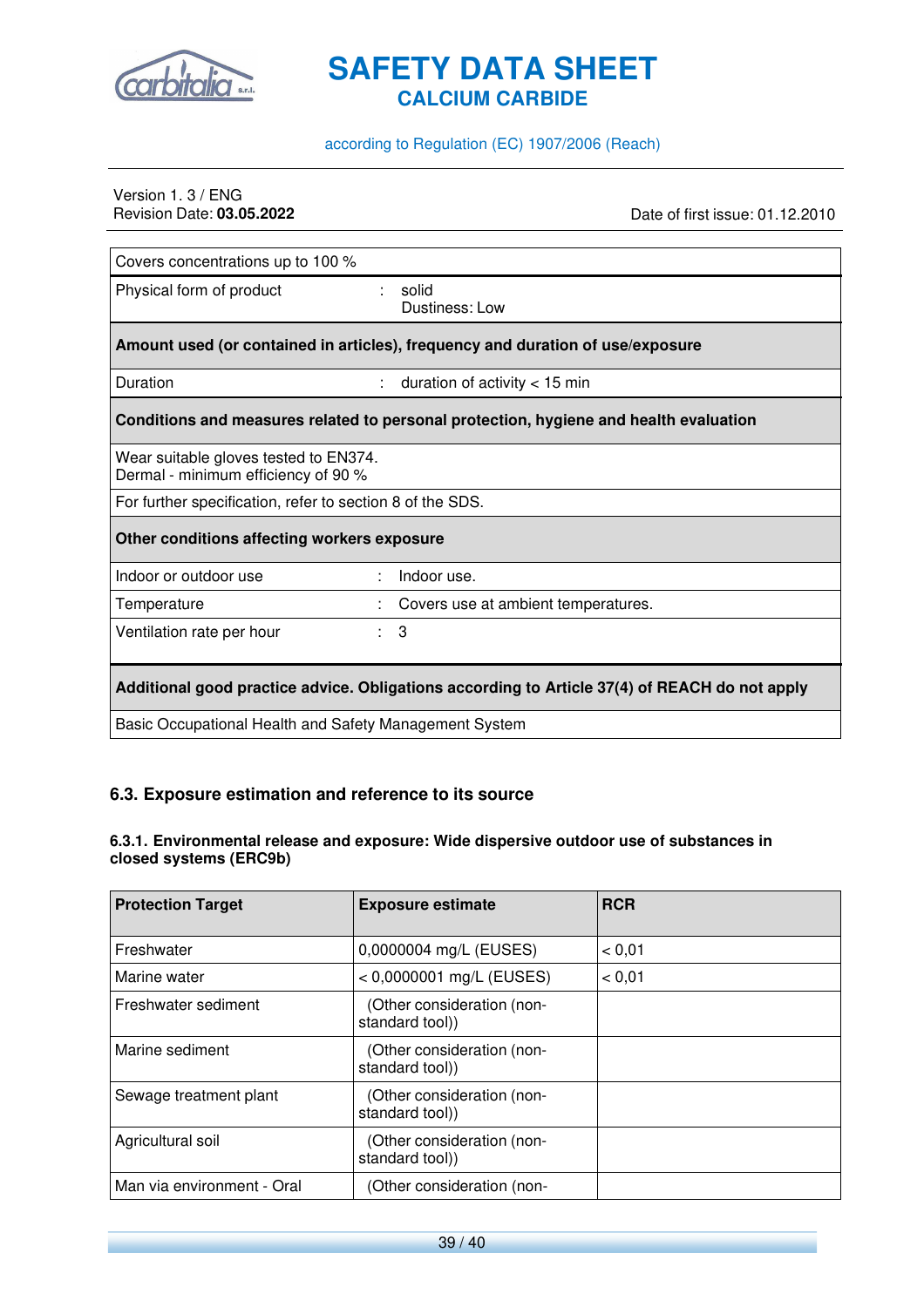| Covers concentrations up to 100 % | |
|---|---|
| Physical form of product | : solid<br>Dustiness: Low |
| **Amount used (or contained in articles), frequency and duration of use/exposure** | |
| Duration | : duration of activity < 15 min |
| **Conditions and measures related to personal protection, hygiene and health evaluation** | |
| Wear suitable gloves tested to EN374.<br>Dermal - minimum efficiency of 90 % | |
| For further specification, refer to section 8 of the SDS. | |
| **Other conditions affecting workers exposure** | |
| Indoor or outdoor use | : Indoor use. |
| Temperature | : Covers use at ambient temperatures. |
| Ventilation rate per hour | : 3 |
| **Additional good practice advice. Obligations according to Article 37(4) of REACH do not apply** | |
| Basic Occupational Health and Safety Management System | |

### 6.3. Exposure estimation and reference to its source

#### 6.3.1. Environmental release and exposure: Wide dispersive outdoor use of substances in closed systems (ERC9b)

| Protection Target | Exposure estimate | RCR |
|---|---|---|
| Freshwater | 0,0000004 mg/L (EUSES) | < 0,01 |
| Marine water | < 0,0000001 mg/L (EUSES) | < 0,01 |
| Freshwater sediment | (Other consideration (non-standard tool)) | |
| Marine sediment | (Other consideration (non-standard tool)) | |
| Sewage treatment plant | (Other consideration (non-standard tool)) | |
| Agricultural soil | (Other consideration (non-standard tool)) | |
| Man via environment - Oral | (Other consideration (non- | |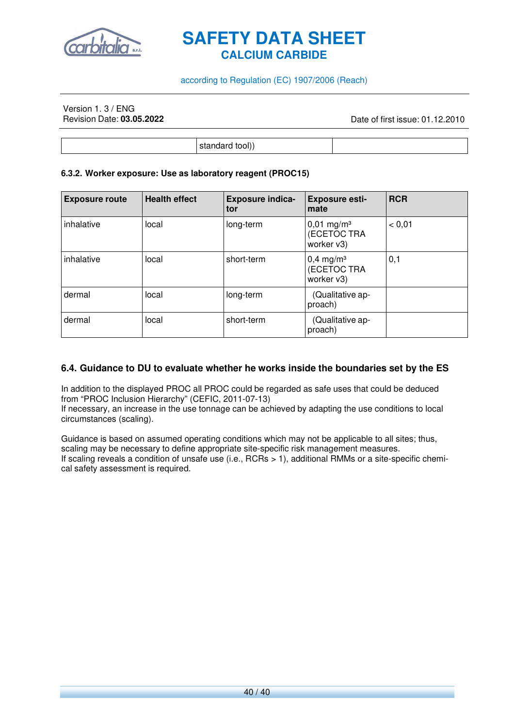| | | |
|---|---|---|
| | standard tool)) | |

#### 6.3.2. Worker exposure: Use as laboratory reagent (PROC15)

| Exposure route | Health effect | Exposure indicator | Exposure estimate | RCR |
|---|---|---|---|---|
| inhalative | local | long-term | 0,01 mg/m³ (ECETOC TRA worker v3) | < 0,01 |
| inhalative | local | short-term | 0,4 mg/m³ (ECETOC TRA worker v3) | 0,1 |
| dermal | local | long-term | (Qualitative approach) | |
| dermal | local | short-term | (Qualitative approach) | |

### 6.4. Guidance to DU to evaluate whether he works inside the boundaries set by the ES

In addition to the displayed PROC all PROC could be regarded as safe uses that could be deduced from "PROC Inclusion Hierarchy" (CEFIC, 2011-07-13)
If necessary, an increase in the use tonnage can be achieved by adapting the use conditions to local circumstances (scaling).

Guidance is based on assumed operating conditions which may not be applicable to all sites; thus, scaling may be necessary to define appropriate site-specific risk management measures.
If scaling reveals a condition of unsafe use (i.e., RCRs > 1), additional RMMs or a site-specific chemical safety assessment is required.